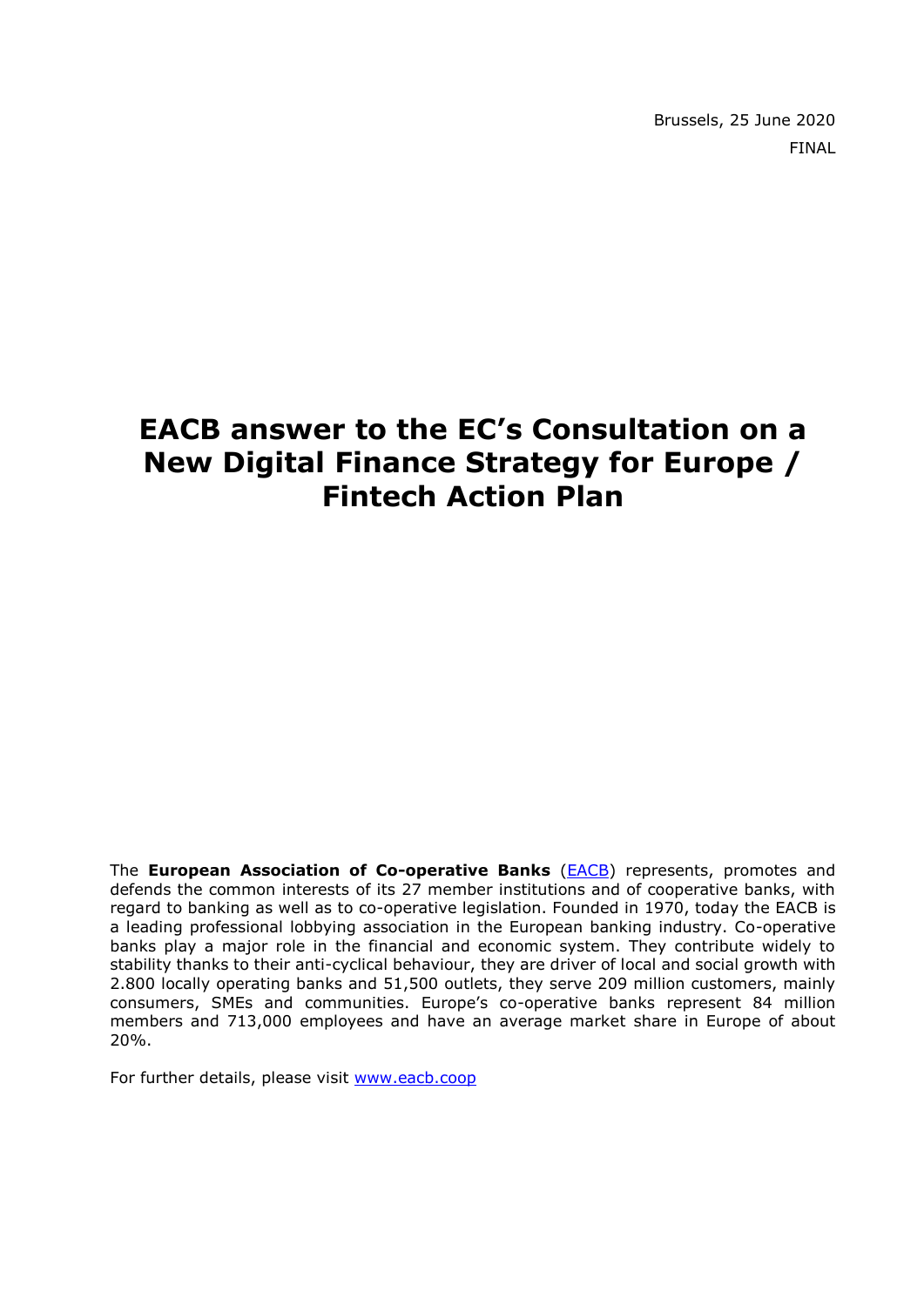Brussels, 25 June 2020

FINAL

# EACB answer to the EC's Consultation on a New Digital Finance Strategy for Europe / Fintech Action Plan

The **European Association of Co-operative Banks** (EACB) represents, promotes and defends the common interests of its 27 member institutions and of cooperative banks, with regard to banking as well as to co-operative legislation. Founded in 1970, today the EACB is a leading professional lobbying association in the European banking industry. Co-operative banks play a major role in the financial and economic system. They contribute widely to stability thanks to their anti-cyclical behaviour, they are driver of local and social growth with 2.800 locally operating banks and 51,500 outlets, they serve 209 million customers, mainly consumers, SMEs and communities. Europe's co-operative banks represent 84 million members and 713,000 employees and have an average market share in Europe of about 20%.

For further details, please visit www.eacb.coop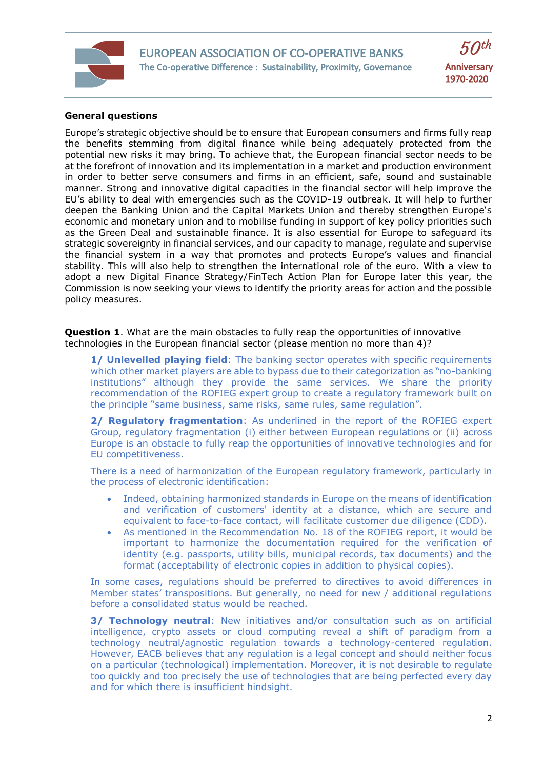**General questions**

Europe's strategic objective should be to ensure that European consumers and firms fully reap the benefits stemming from digital finance while being adequately protected from the potential new risks it may bring. To achieve that, the European financial sector needs to be at the forefront of innovation and its implementation in a market and production environment in order to better serve consumers and firms in an efficient, safe, sound and sustainable manner. Strong and innovative digital capacities in the financial sector will help improve the EU's ability to deal with emergencies such as the COVID-19 outbreak. It will help to further deepen the Banking Union and the Capital Markets Union and thereby strengthen Europe's economic and monetary union and to mobilise funding in support of key policy priorities such as the Green Deal and sustainable finance. It is also essential for Europe to safeguard its strategic sovereignty in financial services, and our capacity to manage, regulate and supervise the financial system in a way that promotes and protects Europe's values and financial stability. This will also help to strengthen the international role of the euro. With a view to adopt a new Digital Finance Strategy/FinTech Action Plan for Europe later this year, the Commission is now seeking your views to identify the priority areas for action and the possible policy measures.

**Question 1**. What are the main obstacles to fully reap the opportunities of innovative technologies in the European financial sector (please mention no more than 4)?

**1/ Unlevelled playing field**: The banking sector operates with specific requirements which other market players are able to bypass due to their categorization as "no-banking institutions" although they provide the same services. We share the priority recommendation of the ROFIEG expert group to create a regulatory framework built on the principle "same business, same risks, same rules, same regulation".

**2/ Regulatory fragmentation**: As underlined in the report of the ROFIEG expert Group, regulatory fragmentation (i) either between European regulations or (ii) across Europe is an obstacle to fully reap the opportunities of innovative technologies and for EU competitiveness.

There is a need of harmonization of the European regulatory framework, particularly in the process of electronic identification:

- Indeed, obtaining harmonized standards in Europe on the means of identification and verification of customers' identity at a distance, which are secure and equivalent to face-to-face contact, will facilitate customer due diligence (CDD).
- As mentioned in the Recommendation No. 18 of the ROFIEG report, it would be important to harmonize the documentation required for the verification of identity (e.g. passports, utility bills, municipal records, tax documents) and the format (acceptability of electronic copies in addition to physical copies).

In some cases, regulations should be preferred to directives to avoid differences in Member states' transpositions. But generally, no need for new / additional regulations before a consolidated status would be reached.

**3/ Technology neutral**: New initiatives and/or consultation such as on artificial intelligence, crypto assets or cloud computing reveal a shift of paradigm from a technology neutral/agnostic regulation towards a technology-centered regulation. However, EACB believes that any regulation is a legal concept and should neither focus on a particular (technological) implementation. Moreover, it is not desirable to regulate too quickly and too precisely the use of technologies that are being perfected every day and for which there is insufficient hindsight.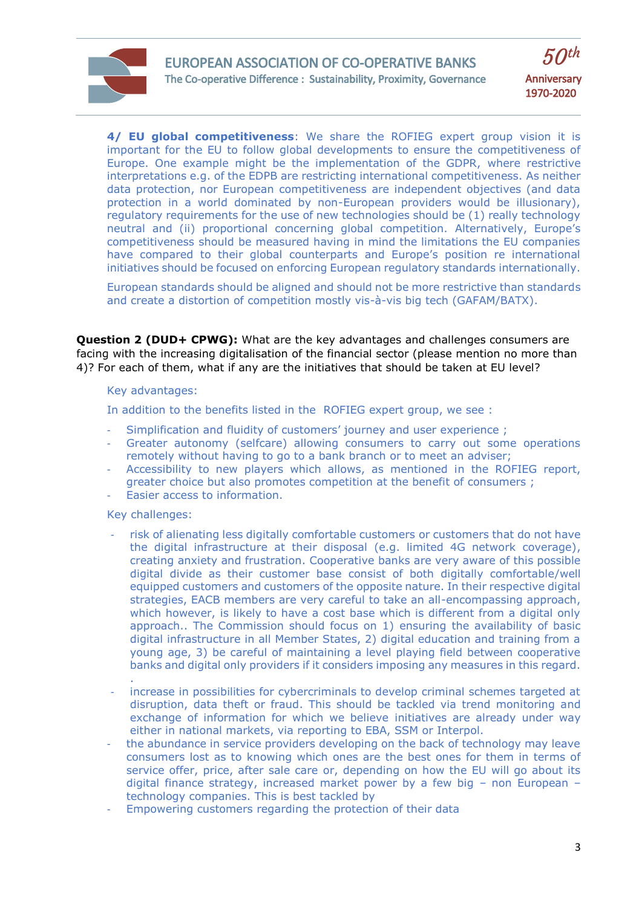**4/ EU global competitiveness**: We share the ROFIEG expert group vision it is important for the EU to follow global developments to ensure the competitiveness of Europe. One example might be the implementation of the GDPR, where restrictive interpretations e.g. of the EDPB are restricting international competitiveness. As neither data protection, nor European competitiveness are independent objectives (and data protection in a world dominated by non-European providers would be illusionary), regulatory requirements for the use of new technologies should be (1) really technology neutral and (ii) proportional concerning global competition. Alternatively, Europe's competitiveness should be measured having in mind the limitations the EU companies have compared to their global counterparts and Europe's position re international initiatives should be focused on enforcing European regulatory standards internationally.

European standards should be aligned and should not be more restrictive than standards and create a distortion of competition mostly vis-à-vis big tech (GAFAM/BATX).

**Question 2 (DUD+ CPWG):** What are the key advantages and challenges consumers are facing with the increasing digitalisation of the financial sector (please mention no more than 4)? For each of them, what if any are the initiatives that should be taken at EU level?

Key advantages:

In addition to the benefits listed in the ROFIEG expert group, we see :

- Simplification and fluidity of customers' journey and user experience ;
- Greater autonomy (selfcare) allowing consumers to carry out some operations remotely without having to go to a bank branch or to meet an adviser;
- Accessibility to new players which allows, as mentioned in the ROFIEG report, greater choice but also promotes competition at the benefit of consumers ;
- Easier access to information.

Key challenges:

- risk of alienating less digitally comfortable customers or customers that do not have the digital infrastructure at their disposal (e.g. limited 4G network coverage), creating anxiety and frustration. Cooperative banks are very aware of this possible digital divide as their customer base consist of both digitally comfortable/well equipped customers and customers of the opposite nature. In their respective digital strategies, EACB members are very careful to take an all-encompassing approach, which however, is likely to have a cost base which is different from a digital only approach.. The Commission should focus on 1) ensuring the availability of basic digital infrastructure in all Member States, 2) digital education and training from a young age, 3) be careful of maintaining a level playing field between cooperative banks and digital only providers if it considers imposing any measures in this regard.
  .
- increase in possibilities for cybercriminals to develop criminal schemes targeted at disruption, data theft or fraud. This should be tackled via trend monitoring and exchange of information for which we believe initiatives are already under way either in national markets, via reporting to EBA, SSM or Interpol.
- the abundance in service providers developing on the back of technology may leave consumers lost as to knowing which ones are the best ones for them in terms of service offer, price, after sale care or, depending on how the EU will go about its digital finance strategy, increased market power by a few big – non European – technology companies. This is best tackled by
- Empowering customers regarding the protection of their data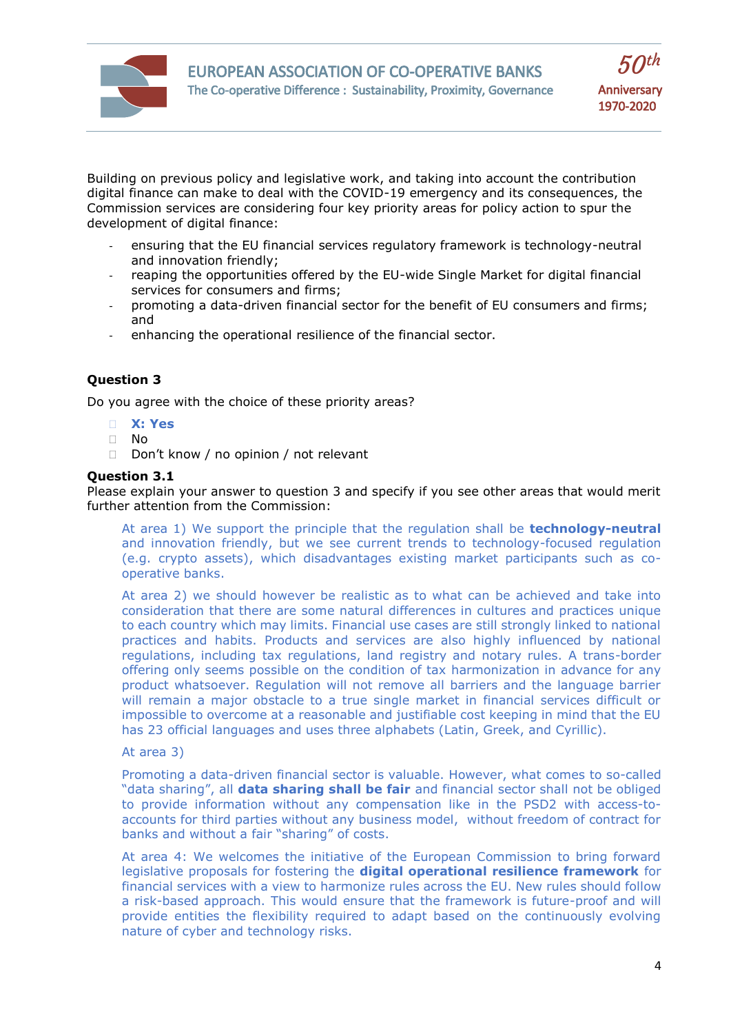Building on previous policy and legislative work, and taking into account the contribution digital finance can make to deal with the COVID-19 emergency and its consequences, the Commission services are considering four key priority areas for policy action to spur the development of digital finance:

- ensuring that the EU financial services regulatory framework is technology-neutral and innovation friendly;
- reaping the opportunities offered by the EU-wide Single Market for digital financial services for consumers and firms;
- promoting a data-driven financial sector for the benefit of EU consumers and firms; and
- enhancing the operational resilience of the financial sector.

**Question 3**

Do you agree with the choice of these priority areas?

- **X: Yes**
- No
- Don't know / no opinion / not relevant

**Question 3.1**

Please explain your answer to question 3 and specify if you see other areas that would merit further attention from the Commission:

At area 1) We support the principle that the regulation shall be **technology-neutral** and innovation friendly, but we see current trends to technology-focused regulation (e.g. crypto assets), which disadvantages existing market participants such as co-operative banks.

At area 2) we should however be realistic as to what can be achieved and take into consideration that there are some natural differences in cultures and practices unique to each country which may limits. Financial use cases are still strongly linked to national practices and habits. Products and services are also highly influenced by national regulations, including tax regulations, land registry and notary rules. A trans-border offering only seems possible on the condition of tax harmonization in advance for any product whatsoever. Regulation will not remove all barriers and the language barrier will remain a major obstacle to a true single market in financial services difficult or impossible to overcome at a reasonable and justifiable cost keeping in mind that the EU has 23 official languages and uses three alphabets (Latin, Greek, and Cyrillic).

At area 3)

Promoting a data-driven financial sector is valuable. However, what comes to so-called "data sharing", all **data sharing shall be fair** and financial sector shall not be obliged to provide information without any compensation like in the PSD2 with access-to-accounts for third parties without any business model, without freedom of contract for banks and without a fair "sharing" of costs.

At area 4: We welcomes the initiative of the European Commission to bring forward legislative proposals for fostering the **digital operational resilience framework** for financial services with a view to harmonize rules across the EU. New rules should follow a risk-based approach. This would ensure that the framework is future-proof and will provide entities the flexibility required to adapt based on the continuously evolving nature of cyber and technology risks.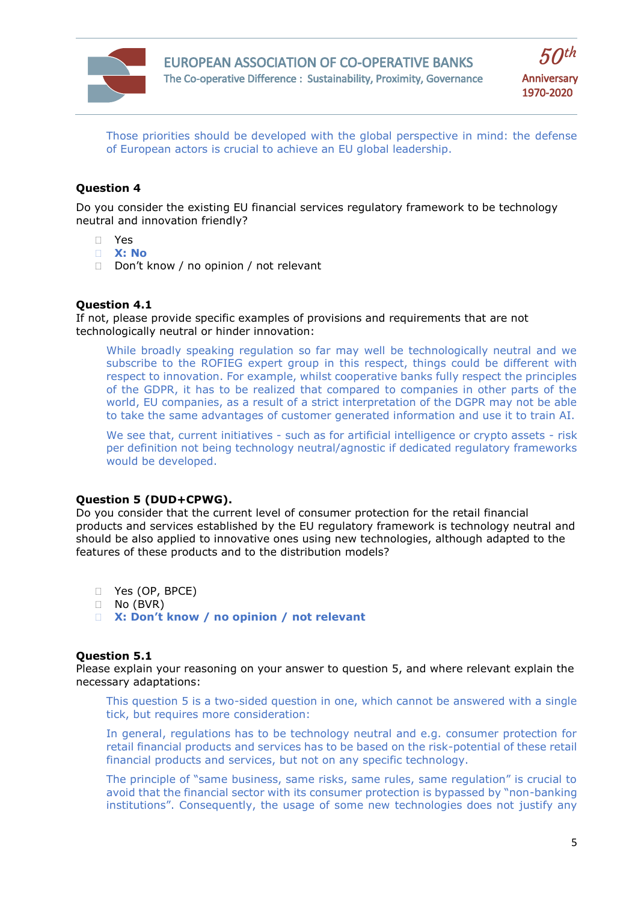Those priorities should be developed with the global perspective in mind: the defense of European actors is crucial to achieve an EU global leadership.

**Question 4**

Do you consider the existing EU financial services regulatory framework to be technology neutral and innovation friendly?

- Yes
- **X: No**
- Don't know / no opinion / not relevant

**Question 4.1**
If not, please provide specific examples of provisions and requirements that are not technologically neutral or hinder innovation:

While broadly speaking regulation so far may well be technologically neutral and we subscribe to the ROFIEG expert group in this respect, things could be different with respect to innovation. For example, whilst cooperative banks fully respect the principles of the GDPR, it has to be realized that compared to companies in other parts of the world, EU companies, as a result of a strict interpretation of the DGPR may not be able to take the same advantages of customer generated information and use it to train AI.

We see that, current initiatives - such as for artificial intelligence or crypto assets - risk per definition not being technology neutral/agnostic if dedicated regulatory frameworks would be developed.

**Question 5 (DUD+CPWG).**
Do you consider that the current level of consumer protection for the retail financial products and services established by the EU regulatory framework is technology neutral and should be also applied to innovative ones using new technologies, although adapted to the features of these products and to the distribution models?

- Yes (OP, BPCE)
- No (BVR)
- **X: Don't know / no opinion / not relevant**

**Question 5.1**
Please explain your reasoning on your answer to question 5, and where relevant explain the necessary adaptations:

This question 5 is a two-sided question in one, which cannot be answered with a single tick, but requires more consideration:

In general, regulations has to be technology neutral and e.g. consumer protection for retail financial products and services has to be based on the risk-potential of these retail financial products and services, but not on any specific technology.

The principle of "same business, same risks, same rules, same regulation" is crucial to avoid that the financial sector with its consumer protection is bypassed by "non-banking institutions". Consequently, the usage of some new technologies does not justify any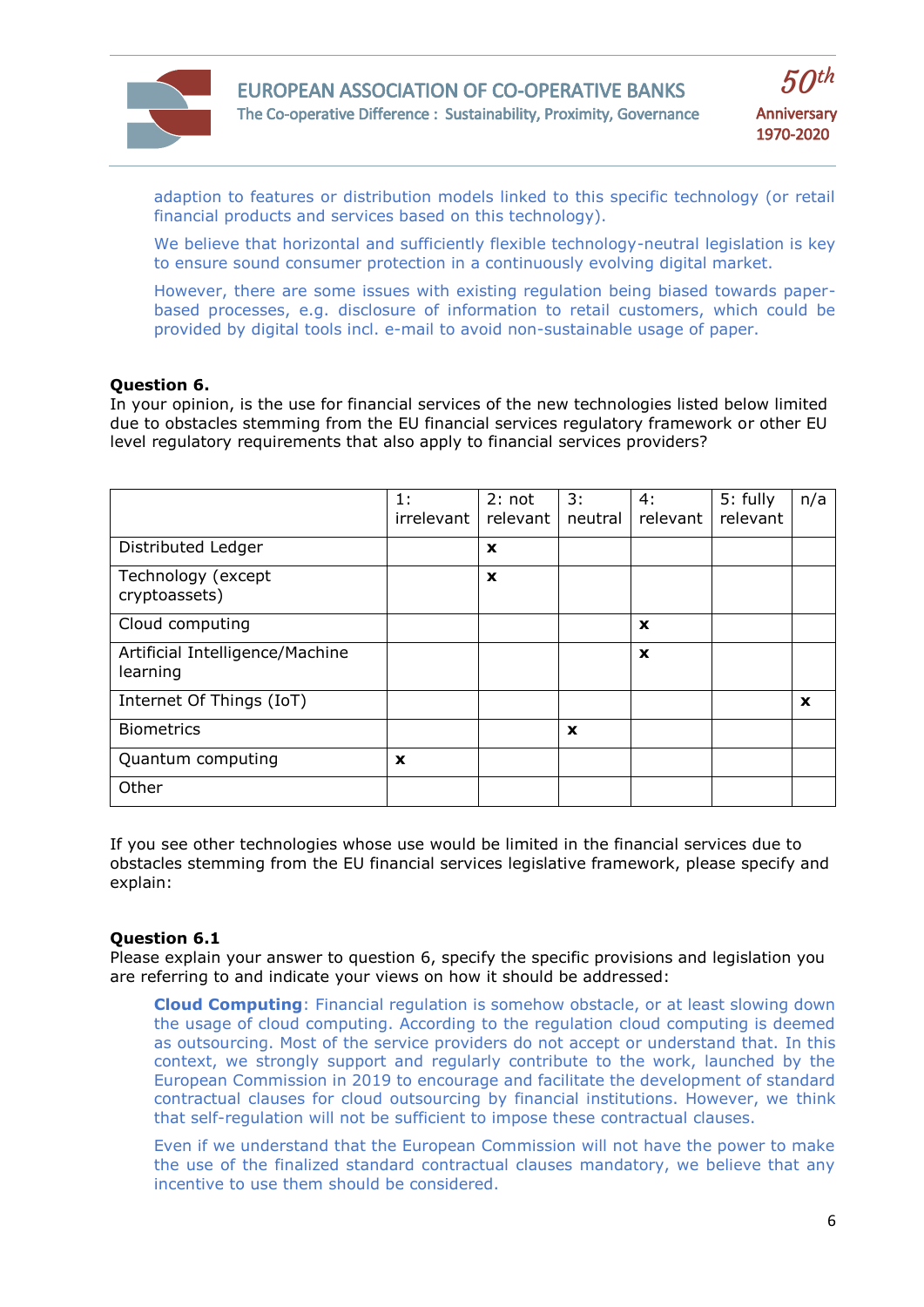adaption to features or distribution models linked to this specific technology (or retail financial products and services based on this technology).

We believe that horizontal and sufficiently flexible technology-neutral legislation is key to ensure sound consumer protection in a continuously evolving digital market.

However, there are some issues with existing regulation being biased towards paper-based processes, e.g. disclosure of information to retail customers, which could be provided by digital tools incl. e-mail to avoid non-sustainable usage of paper.

**Question 6.**

In your opinion, is the use for financial services of the new technologies listed below limited due to obstacles stemming from the EU financial services regulatory framework or other EU level regulatory requirements that also apply to financial services providers?

| | 1: irrelevant | 2: not relevant | 3: neutral | 4: relevant | 5: fully relevant | n/a |
|---|---|---|---|---|---|---|
| Distributed Ledger | | x | | | | |
| Technology (except cryptoassets) | | x | | | | |
| Cloud computing | | | | x | | |
| Artificial Intelligence/Machine learning | | | | x | | |
| Internet Of Things (IoT) | | | | | | x |
| Biometrics | | | x | | | |
| Quantum computing | x | | | | | |
| Other | | | | | | |

If you see other technologies whose use would be limited in the financial services due to obstacles stemming from the EU financial services legislative framework, please specify and explain:

**Question 6.1**

Please explain your answer to question 6, specify the specific provisions and legislation you are referring to and indicate your views on how it should be addressed:

**Cloud Computing**: Financial regulation is somehow obstacle, or at least slowing down the usage of cloud computing. According to the regulation cloud computing is deemed as outsourcing. Most of the service providers do not accept or understand that. In this context, we strongly support and regularly contribute to the work, launched by the European Commission in 2019 to encourage and facilitate the development of standard contractual clauses for cloud outsourcing by financial institutions. However, we think that self-regulation will not be sufficient to impose these contractual clauses.

Even if we understand that the European Commission will not have the power to make the use of the finalized standard contractual clauses mandatory, we believe that any incentive to use them should be considered.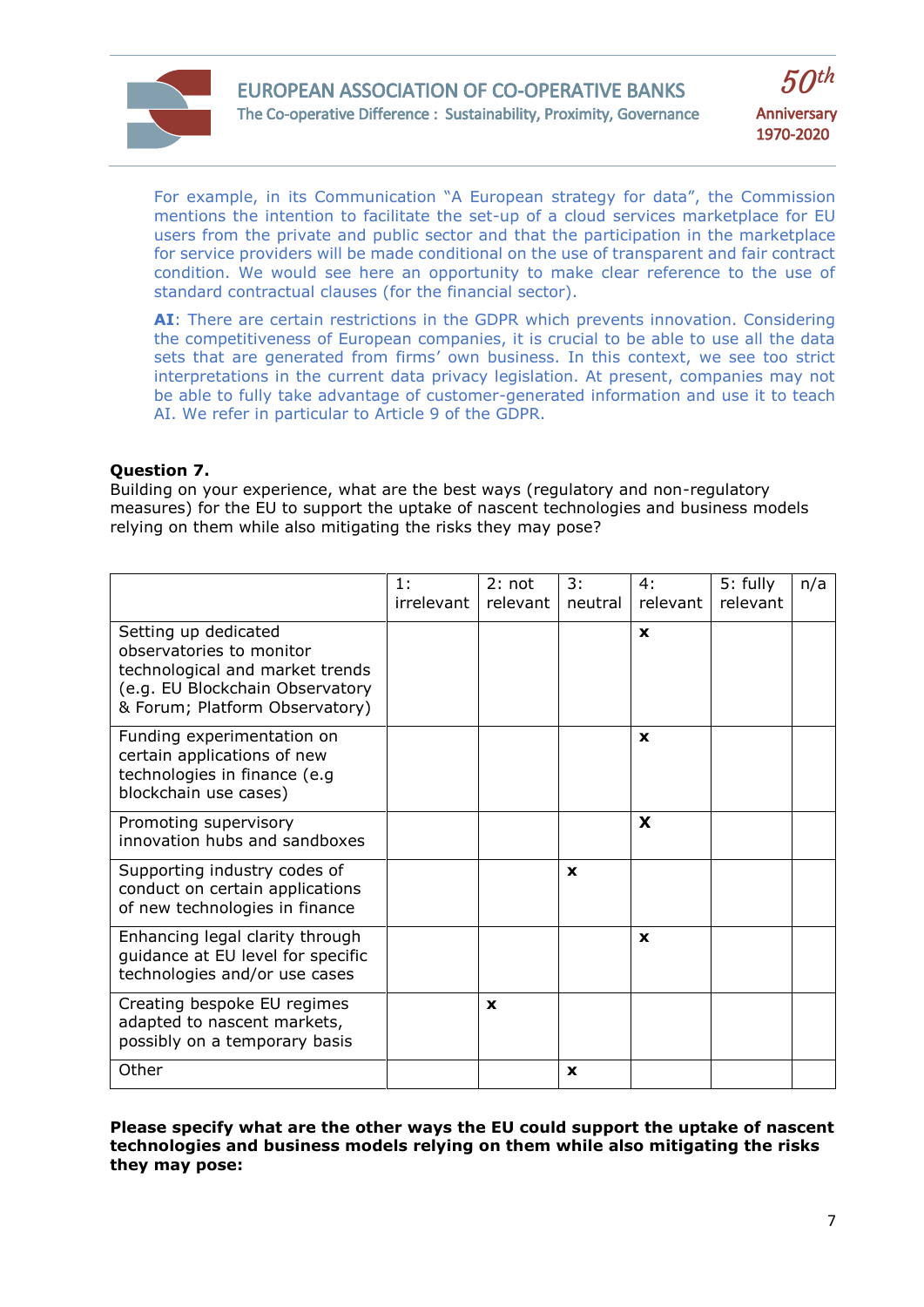For example, in its Communication "A European strategy for data", the Commission mentions the intention to facilitate the set-up of a cloud services marketplace for EU users from the private and public sector and that the participation in the marketplace for service providers will be made conditional on the use of transparent and fair contract condition. We would see here an opportunity to make clear reference to the use of standard contractual clauses (for the financial sector).

**AI**: There are certain restrictions in the GDPR which prevents innovation. Considering the competitiveness of European companies, it is crucial to be able to use all the data sets that are generated from firms' own business. In this context, we see too strict interpretations in the current data privacy legislation. At present, companies may not be able to fully take advantage of customer-generated information and use it to teach AI. We refer in particular to Article 9 of the GDPR.

**Question 7.**

Building on your experience, what are the best ways (regulatory and non-regulatory measures) for the EU to support the uptake of nascent technologies and business models relying on them while also mitigating the risks they may pose?

| | 1: irrelevant | 2: not relevant | 3: neutral | 4: relevant | 5: fully relevant | n/a |
|---|---|---|---|---|---|---|
| Setting up dedicated observatories to monitor technological and market trends (e.g. EU Blockchain Observatory & Forum; Platform Observatory) | | | | x | | |
| Funding experimentation on certain applications of new technologies in finance (e.g blockchain use cases) | | | | x | | |
| Promoting supervisory innovation hubs and sandboxes | | | | X | | |
| Supporting industry codes of conduct on certain applications of new technologies in finance | | | x | | | |
| Enhancing legal clarity through guidance at EU level for specific technologies and/or use cases | | | | x | | |
| Creating bespoke EU regimes adapted to nascent markets, possibly on a temporary basis | | x | | | | |
| Other | | | x | | | |

**Please specify what are the other ways the EU could support the uptake of nascent technologies and business models relying on them while also mitigating the risks they may pose:**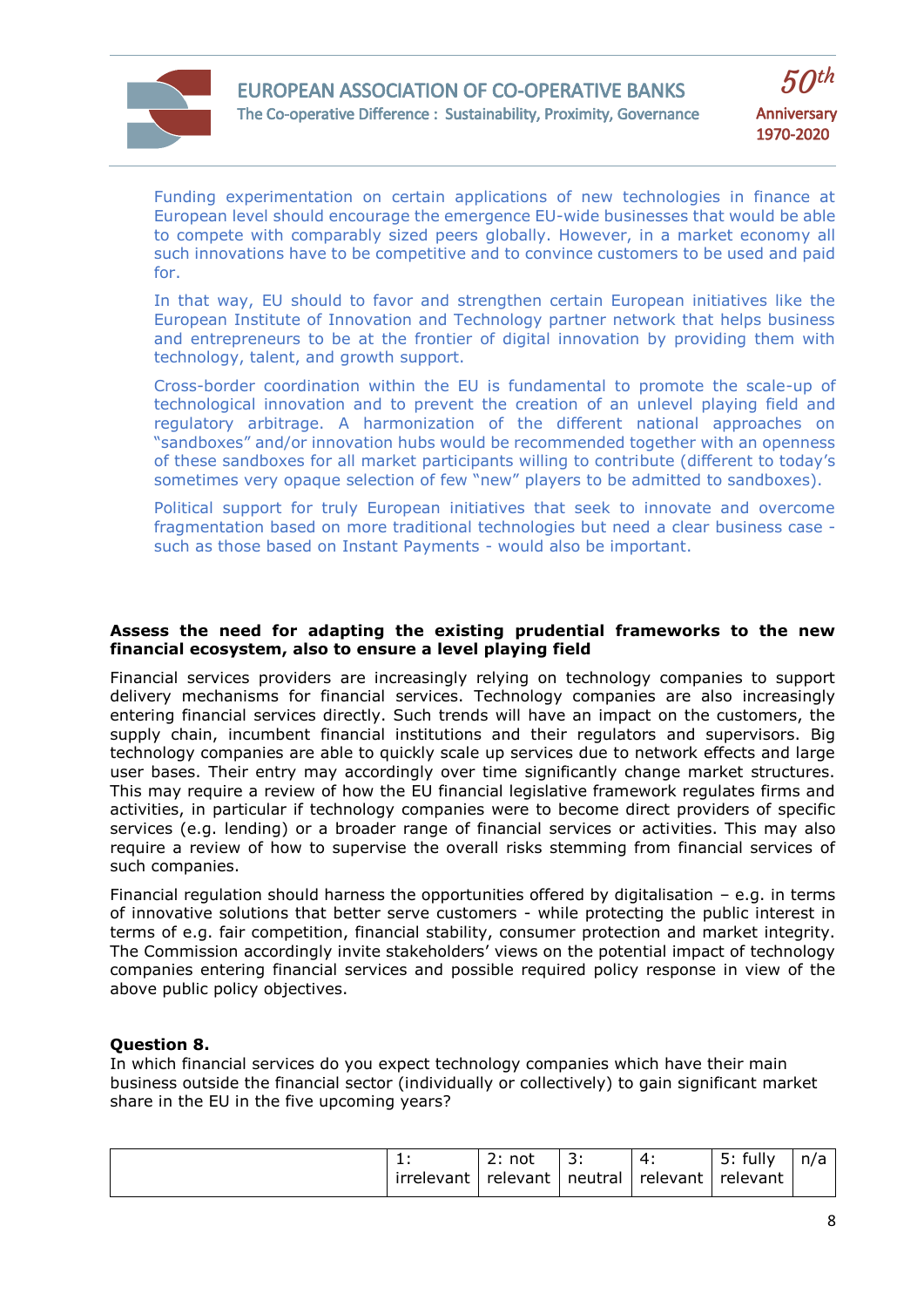Funding experimentation on certain applications of new technologies in finance at European level should encourage the emergence EU-wide businesses that would be able to compete with comparably sized peers globally. However, in a market economy all such innovations have to be competitive and to convince customers to be used and paid for.

In that way, EU should to favor and strengthen certain European initiatives like the European Institute of Innovation and Technology partner network that helps business and entrepreneurs to be at the frontier of digital innovation by providing them with technology, talent, and growth support.

Cross-border coordination within the EU is fundamental to promote the scale-up of technological innovation and to prevent the creation of an unlevel playing field and regulatory arbitrage. A harmonization of the different national approaches on "sandboxes" and/or innovation hubs would be recommended together with an openness of these sandboxes for all market participants willing to contribute (different to today's sometimes very opaque selection of few "new" players to be admitted to sandboxes).

Political support for truly European initiatives that seek to innovate and overcome fragmentation based on more traditional technologies but need a clear business case - such as those based on Instant Payments - would also be important.

**Assess the need for adapting the existing prudential frameworks to the new financial ecosystem, also to ensure a level playing field**

Financial services providers are increasingly relying on technology companies to support delivery mechanisms for financial services. Technology companies are also increasingly entering financial services directly. Such trends will have an impact on the customers, the supply chain, incumbent financial institutions and their regulators and supervisors. Big technology companies are able to quickly scale up services due to network effects and large user bases. Their entry may accordingly over time significantly change market structures. This may require a review of how the EU financial legislative framework regulates firms and activities, in particular if technology companies were to become direct providers of specific services (e.g. lending) or a broader range of financial services or activities. This may also require a review of how to supervise the overall risks stemming from financial services of such companies.

Financial regulation should harness the opportunities offered by digitalisation – e.g. in terms of innovative solutions that better serve customers - while protecting the public interest in terms of e.g. fair competition, financial stability, consumer protection and market integrity. The Commission accordingly invite stakeholders' views on the potential impact of technology companies entering financial services and possible required policy response in view of the above public policy objectives.

**Question 8.**

In which financial services do you expect technology companies which have their main business outside the financial sector (individually or collectively) to gain significant market share in the EU in the five upcoming years?

| | 1: irrelevant | 2: not relevant | 3: neutral | 4: relevant | 5: fully relevant | n/a |
|---|---|---|---|---|---|---|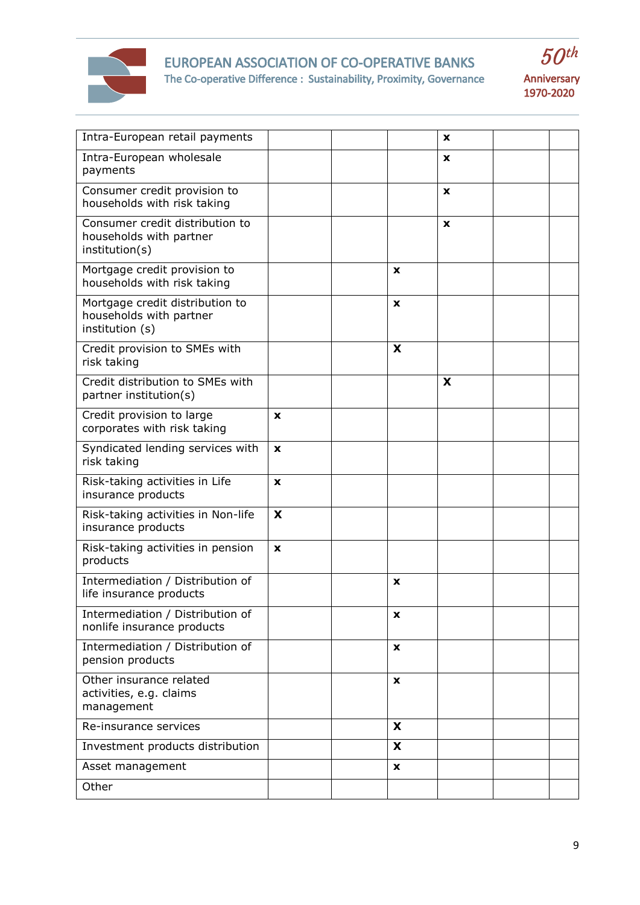| | | | | | | |
|---|---|---|---|---|---|---|
| Intra-European retail payments | | | | x | | |
| Intra-European wholesale payments | | | | x | | |
| Consumer credit provision to households with risk taking | | | | x | | |
| Consumer credit distribution to households with partner institution(s) | | | | x | | |
| Mortgage credit provision to households with risk taking | | | x | | | |
| Mortgage credit distribution to households with partner institution (s) | | | x | | | |
| Credit provision to SMEs with risk taking | | | X | | | |
| Credit distribution to SMEs with partner institution(s) | | | | X | | |
| Credit provision to large corporates with risk taking | x | | | | | |
| Syndicated lending services with risk taking | x | | | | | |
| Risk-taking activities in Life insurance products | x | | | | | |
| Risk-taking activities in Non-life insurance products | X | | | | | |
| Risk-taking activities in pension products | x | | | | | |
| Intermediation / Distribution of life insurance products | | | x | | | |
| Intermediation / Distribution of nonlife insurance products | | | x | | | |
| Intermediation / Distribution of pension products | | | x | | | |
| Other insurance related activities, e.g. claims management | | | x | | | |
| Re-insurance services | | | X | | | |
| Investment products distribution | | | X | | | |
| Asset management | | | x | | | |
| Other | | | | | | |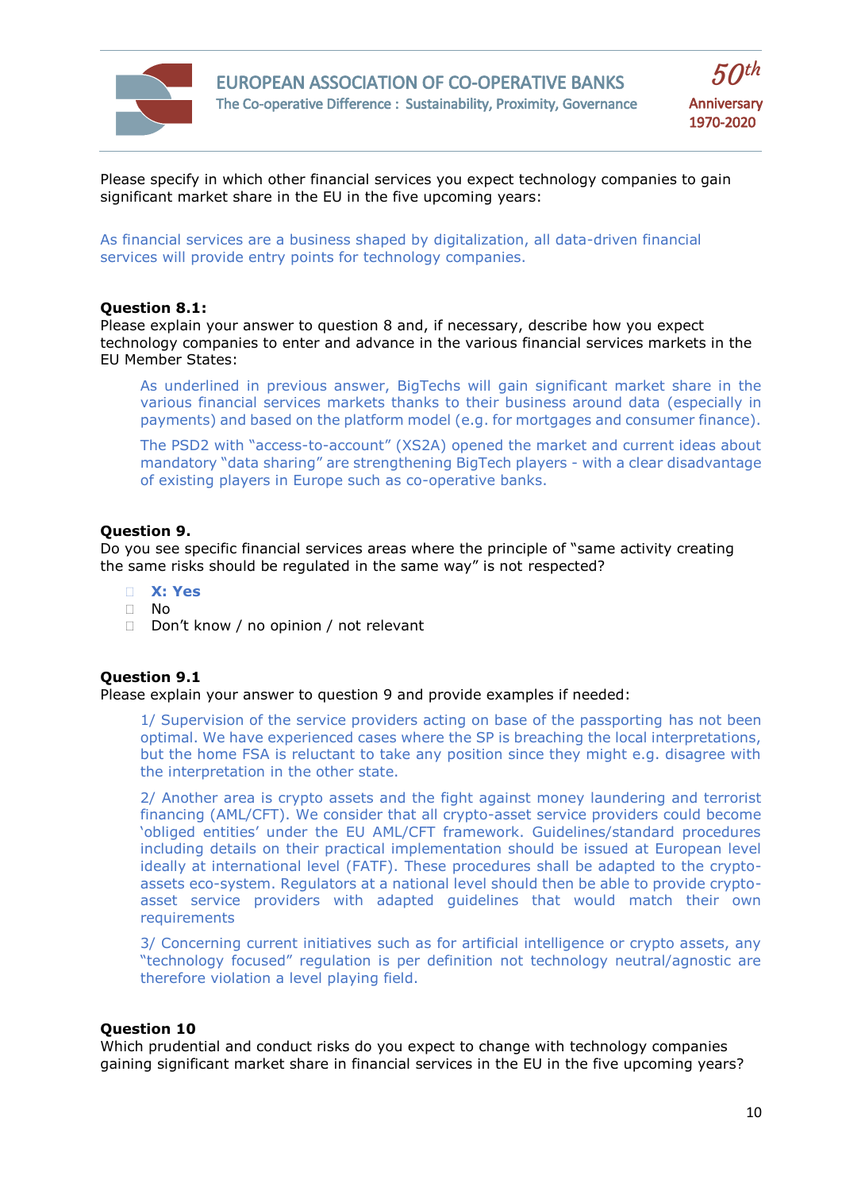Please specify in which other financial services you expect technology companies to gain significant market share in the EU in the five upcoming years:

As financial services are a business shaped by digitalization, all data-driven financial services will provide entry points for technology companies.

**Question 8.1:**
Please explain your answer to question 8 and, if necessary, describe how you expect technology companies to enter and advance in the various financial services markets in the EU Member States:

As underlined in previous answer, BigTechs will gain significant market share in the various financial services markets thanks to their business around data (especially in payments) and based on the platform model (e.g. for mortgages and consumer finance).

The PSD2 with "access-to-account" (XS2A) opened the market and current ideas about mandatory "data sharing" are strengthening BigTech players - with a clear disadvantage of existing players in Europe such as co-operative banks.

**Question 9.**
Do you see specific financial services areas where the principle of "same activity creating the same risks should be regulated in the same way" is not respected?

- **X: Yes**
- No
- Don't know / no opinion / not relevant

**Question 9.1**
Please explain your answer to question 9 and provide examples if needed:

1/ Supervision of the service providers acting on base of the passporting has not been optimal. We have experienced cases where the SP is breaching the local interpretations, but the home FSA is reluctant to take any position since they might e.g. disagree with the interpretation in the other state.

2/ Another area is crypto assets and the fight against money laundering and terrorist financing (AML/CFT). We consider that all crypto-asset service providers could become 'obliged entities' under the EU AML/CFT framework. Guidelines/standard procedures including details on their practical implementation should be issued at European level ideally at international level (FATF). These procedures shall be adapted to the crypto-assets eco-system. Regulators at a national level should then be able to provide crypto-asset service providers with adapted guidelines that would match their own requirements

3/ Concerning current initiatives such as for artificial intelligence or crypto assets, any "technology focused" regulation is per definition not technology neutral/agnostic are therefore violation a level playing field.

**Question 10**
Which prudential and conduct risks do you expect to change with technology companies gaining significant market share in financial services in the EU in the five upcoming years?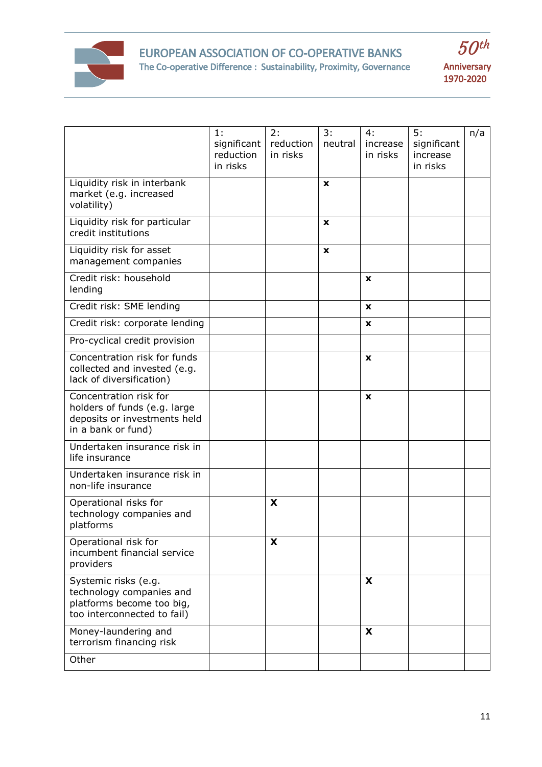| | 1: significant reduction in risks | 2: reduction in risks | 3: neutral | 4: increase in risks | 5: significant increase in risks | n/a |
|---|---|---|---|---|---|---|
| Liquidity risk in interbank market (e.g. increased volatility) | | | x | | | |
| Liquidity risk for particular credit institutions | | | x | | | |
| Liquidity risk for asset management companies | | | x | | | |
| Credit risk: household lending | | | | x | | |
| Credit risk: SME lending | | | | x | | |
| Credit risk: corporate lending | | | | x | | |
| Pro-cyclical credit provision | | | | | | |
| Concentration risk for funds collected and invested (e.g. lack of diversification) | | | | x | | |
| Concentration risk for holders of funds (e.g. large deposits or investments held in a bank or fund) | | | | x | | |
| Undertaken insurance risk in life insurance | | | | | | |
| Undertaken insurance risk in non-life insurance | | | | | | |
| Operational risks for technology companies and platforms | | X | | | | |
| Operational risk for incumbent financial service providers | | X | | | | |
| Systemic risks (e.g. technology companies and platforms become too big, too interconnected to fail) | | | | X | | |
| Money-laundering and terrorism financing risk | | | | X | | |
| Other | | | | | | |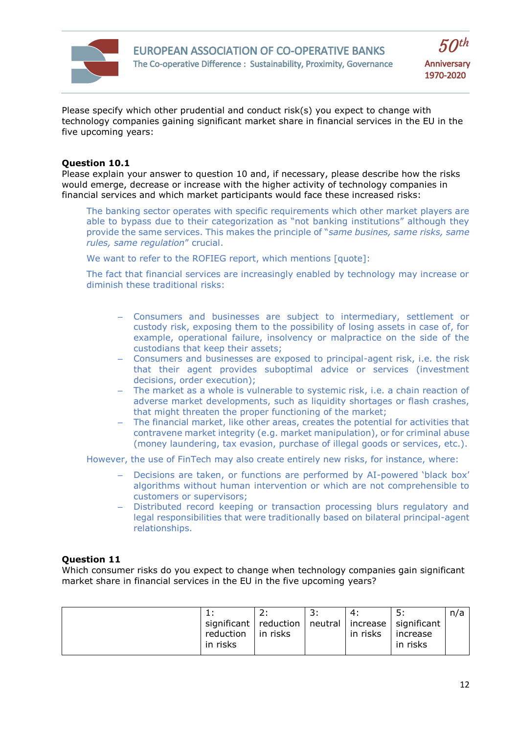Please specify which other prudential and conduct risk(s) you expect to change with technology companies gaining significant market share in financial services in the EU in the five upcoming years:

**Question 10.1**

Please explain your answer to question 10 and, if necessary, please describe how the risks would emerge, decrease or increase with the higher activity of technology companies in financial services and which market participants would face these increased risks:

The banking sector operates with specific requirements which other market players are able to bypass due to their categorization as "not banking institutions" although they provide the same services. This makes the principle of "*same busines, same risks, same rules, same regulation*" crucial.

We want to refer to the ROFIEG report, which mentions [quote]:

The fact that financial services are increasingly enabled by technology may increase or diminish these traditional risks:

- Consumers and businesses are subject to intermediary, settlement or custody risk, exposing them to the possibility of losing assets in case of, for example, operational failure, insolvency or malpractice on the side of the custodians that keep their assets;
- Consumers and businesses are exposed to principal-agent risk, i.e. the risk that their agent provides suboptimal advice or services (investment decisions, order execution);
- The market as a whole is vulnerable to systemic risk, i.e. a chain reaction of adverse market developments, such as liquidity shortages or flash crashes, that might threaten the proper functioning of the market;
- The financial market, like other areas, creates the potential for activities that contravene market integrity (e.g. market manipulation), or for criminal abuse (money laundering, tax evasion, purchase of illegal goods or services, etc.).

However, the use of FinTech may also create entirely new risks, for instance, where:

- Decisions are taken, or functions are performed by AI-powered 'black box' algorithms without human intervention or which are not comprehensible to customers or supervisors;
- Distributed record keeping or transaction processing blurs regulatory and legal responsibilities that were traditionally based on bilateral principal-agent relationships.

**Question 11**

Which consumer risks do you expect to change when technology companies gain significant market share in financial services in the EU in the five upcoming years?

| | 1: significant reduction in risks | 2: reduction in risks | 3: neutral | 4: increase in risks | 5: significant increase in risks | n/a |
|---|---|---|---|---|---|---|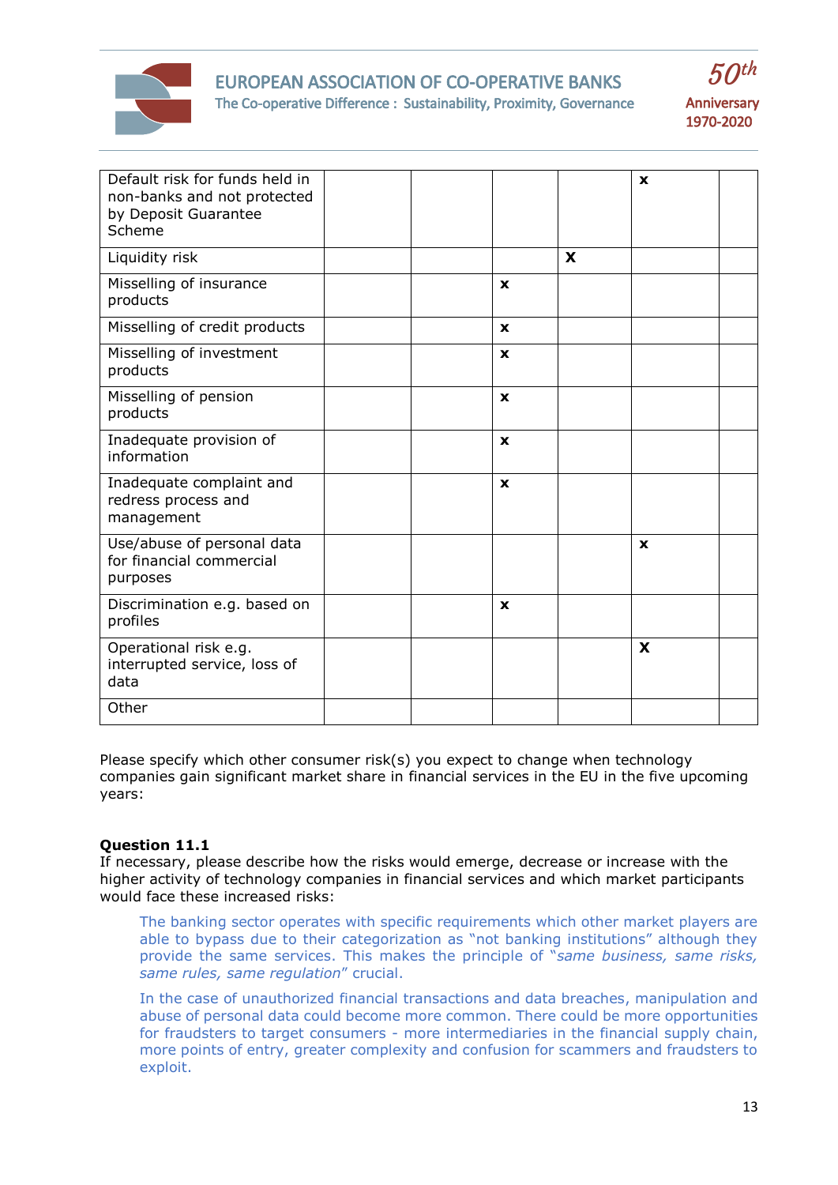| | | | | | | |
|---|---|---|---|---|---|---|
| Default risk for funds held in non-banks and not protected by Deposit Guarantee Scheme | | | | | x | |
| Liquidity risk | | | | X | | |
| Misselling of insurance products | | | x | | | |
| Misselling of credit products | | | x | | | |
| Misselling of investment products | | | x | | | |
| Misselling of pension products | | | x | | | |
| Inadequate provision of information | | | x | | | |
| Inadequate complaint and redress process and management | | | x | | | |
| Use/abuse of personal data for financial commercial purposes | | | | | x | |
| Discrimination e.g. based on profiles | | | x | | | |
| Operational risk e.g. interrupted service, loss of data | | | | | X | |
| Other | | | | | | |

Please specify which other consumer risk(s) you expect to change when technology companies gain significant market share in financial services in the EU in the five upcoming years:

**Question 11.1**
If necessary, please describe how the risks would emerge, decrease or increase with the higher activity of technology companies in financial services and which market participants would face these increased risks:

The banking sector operates with specific requirements which other market players are able to bypass due to their categorization as "not banking institutions" although they provide the same services. This makes the principle of "*same business, same risks, same rules, same regulation*" crucial.

In the case of unauthorized financial transactions and data breaches, manipulation and abuse of personal data could become more common. There could be more opportunities for fraudsters to target consumers - more intermediaries in the financial supply chain, more points of entry, greater complexity and confusion for scammers and fraudsters to exploit.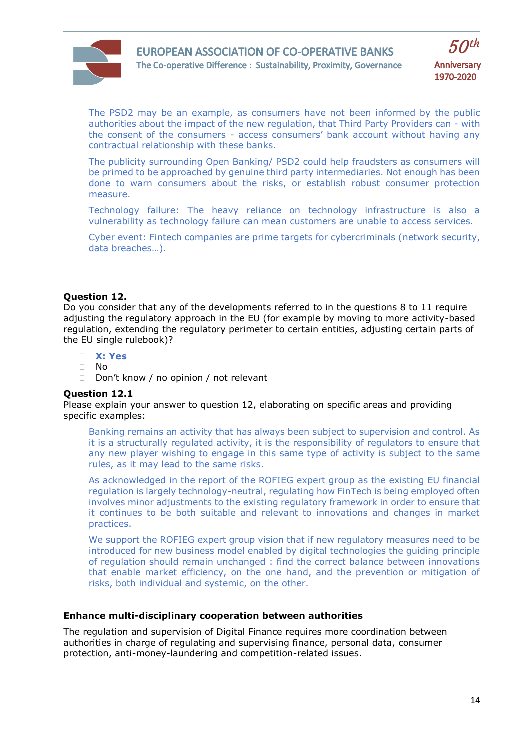The PSD2 may be an example, as consumers have not been informed by the public authorities about the impact of the new regulation, that Third Party Providers can - with the consent of the consumers - access consumers' bank account without having any contractual relationship with these banks.

The publicity surrounding Open Banking/ PSD2 could help fraudsters as consumers will be primed to be approached by genuine third party intermediaries. Not enough has been done to warn consumers about the risks, or establish robust consumer protection measure.

Technology failure: The heavy reliance on technology infrastructure is also a vulnerability as technology failure can mean customers are unable to access services.

Cyber event: Fintech companies are prime targets for cybercriminals (network security, data breaches…).

**Question 12.**
Do you consider that any of the developments referred to in the questions 8 to 11 require adjusting the regulatory approach in the EU (for example by moving to more activity-based regulation, extending the regulatory perimeter to certain entities, adjusting certain parts of the EU single rulebook)?

- **X: Yes**
- No
- Don't know / no opinion / not relevant

**Question 12.1**
Please explain your answer to question 12, elaborating on specific areas and providing specific examples:

Banking remains an activity that has always been subject to supervision and control. As it is a structurally regulated activity, it is the responsibility of regulators to ensure that any new player wishing to engage in this same type of activity is subject to the same rules, as it may lead to the same risks.

As acknowledged in the report of the ROFIEG expert group as the existing EU financial regulation is largely technology-neutral, regulating how FinTech is being employed often involves minor adjustments to the existing regulatory framework in order to ensure that it continues to be both suitable and relevant to innovations and changes in market practices.

We support the ROFIEG expert group vision that if new regulatory measures need to be introduced for new business model enabled by digital technologies the guiding principle of regulation should remain unchanged : find the correct balance between innovations that enable market efficiency, on the one hand, and the prevention or mitigation of risks, both individual and systemic, on the other.

**Enhance multi-disciplinary cooperation between authorities**

The regulation and supervision of Digital Finance requires more coordination between authorities in charge of regulating and supervising finance, personal data, consumer protection, anti-money-laundering and competition-related issues.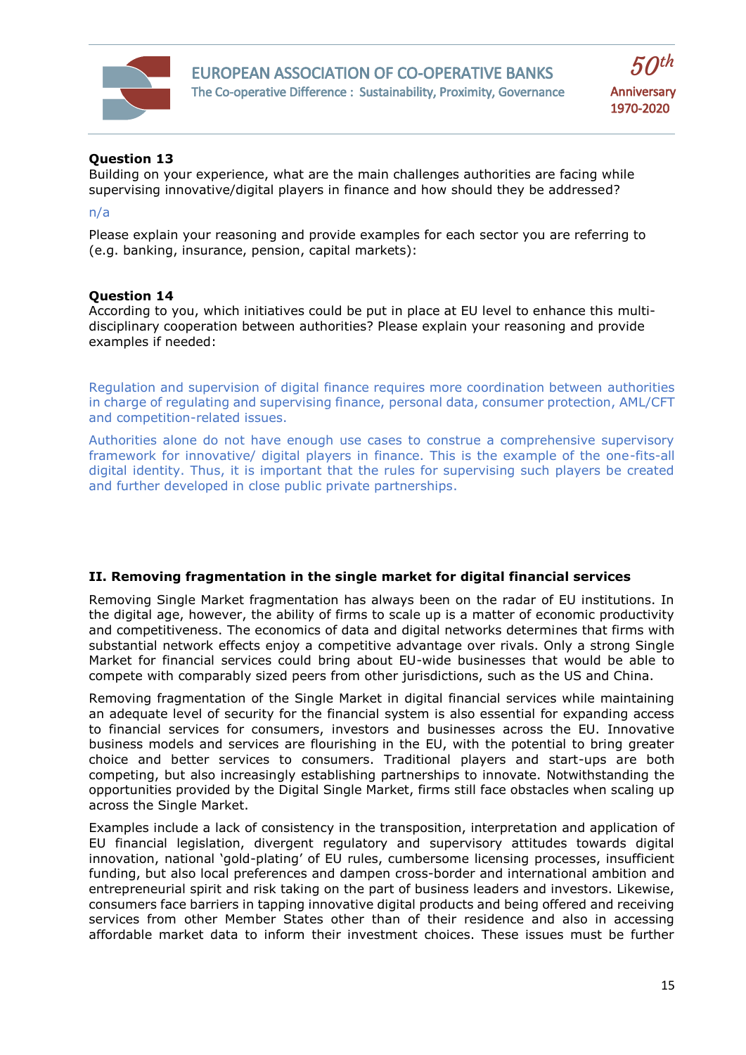**Question 13**
Building on your experience, what are the main challenges authorities are facing while supervising innovative/digital players in finance and how should they be addressed?

n/a

Please explain your reasoning and provide examples for each sector you are referring to (e.g. banking, insurance, pension, capital markets):

**Question 14**
According to you, which initiatives could be put in place at EU level to enhance this multi-disciplinary cooperation between authorities? Please explain your reasoning and provide examples if needed:

Regulation and supervision of digital finance requires more coordination between authorities in charge of regulating and supervising finance, personal data, consumer protection, AML/CFT and competition-related issues.

Authorities alone do not have enough use cases to construe a comprehensive supervisory framework for innovative/ digital players in finance. This is the example of the one-fits-all digital identity. Thus, it is important that the rules for supervising such players be created and further developed in close public private partnerships.

## II. Removing fragmentation in the single market for digital financial services

Removing Single Market fragmentation has always been on the radar of EU institutions. In the digital age, however, the ability of firms to scale up is a matter of economic productivity and competitiveness. The economics of data and digital networks determines that firms with substantial network effects enjoy a competitive advantage over rivals. Only a strong Single Market for financial services could bring about EU-wide businesses that would be able to compete with comparably sized peers from other jurisdictions, such as the US and China.

Removing fragmentation of the Single Market in digital financial services while maintaining an adequate level of security for the financial system is also essential for expanding access to financial services for consumers, investors and businesses across the EU. Innovative business models and services are flourishing in the EU, with the potential to bring greater choice and better services to consumers. Traditional players and start-ups are both competing, but also increasingly establishing partnerships to innovate. Notwithstanding the opportunities provided by the Digital Single Market, firms still face obstacles when scaling up across the Single Market.

Examples include a lack of consistency in the transposition, interpretation and application of EU financial legislation, divergent regulatory and supervisory attitudes towards digital innovation, national 'gold-plating' of EU rules, cumbersome licensing processes, insufficient funding, but also local preferences and dampen cross-border and international ambition and entrepreneurial spirit and risk taking on the part of business leaders and investors. Likewise, consumers face barriers in tapping innovative digital products and being offered and receiving services from other Member States other than of their residence and also in accessing affordable market data to inform their investment choices. These issues must be further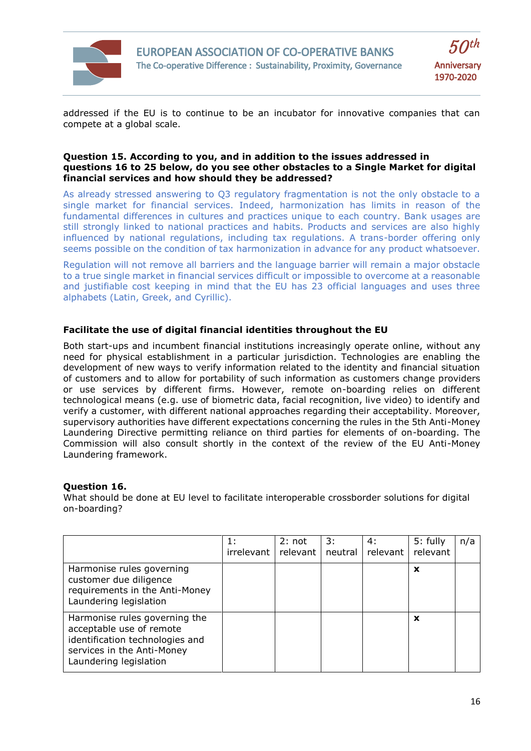addressed if the EU is to continue to be an incubator for innovative companies that can compete at a global scale.

**Question 15. According to you, and in addition to the issues addressed in questions 16 to 25 below, do you see other obstacles to a Single Market for digital financial services and how should they be addressed?**

As already stressed answering to Q3 regulatory fragmentation is not the only obstacle to a single market for financial services. Indeed, harmonization has limits in reason of the fundamental differences in cultures and practices unique to each country. Bank usages are still strongly linked to national practices and habits. Products and services are also highly influenced by national regulations, including tax regulations. A trans-border offering only seems possible on the condition of tax harmonization in advance for any product whatsoever.

Regulation will not remove all barriers and the language barrier will remain a major obstacle to a true single market in financial services difficult or impossible to overcome at a reasonable and justifiable cost keeping in mind that the EU has 23 official languages and uses three alphabets (Latin, Greek, and Cyrillic).

### Facilitate the use of digital financial identities throughout the EU

Both start-ups and incumbent financial institutions increasingly operate online, without any need for physical establishment in a particular jurisdiction. Technologies are enabling the development of new ways to verify information related to the identity and financial situation of customers and to allow for portability of such information as customers change providers or use services by different firms. However, remote on-boarding relies on different technological means (e.g. use of biometric data, facial recognition, live video) to identify and verify a customer, with different national approaches regarding their acceptability. Moreover, supervisory authorities have different expectations concerning the rules in the 5th Anti-Money Laundering Directive permitting reliance on third parties for elements of on-boarding. The Commission will also consult shortly in the context of the review of the EU Anti-Money Laundering framework.

**Question 16.**

What should be done at EU level to facilitate interoperable crossborder solutions for digital on-boarding?

| | 1: irrelevant | 2: not relevant | 3: neutral | 4: relevant | 5: fully relevant | n/a |
|---|---|---|---|---|---|---|
| Harmonise rules governing customer due diligence requirements in the Anti-Money Laundering legislation | | | | | **x** | |
| Harmonise rules governing the acceptable use of remote identification technologies and services in the Anti-Money Laundering legislation | | | | | **x** | |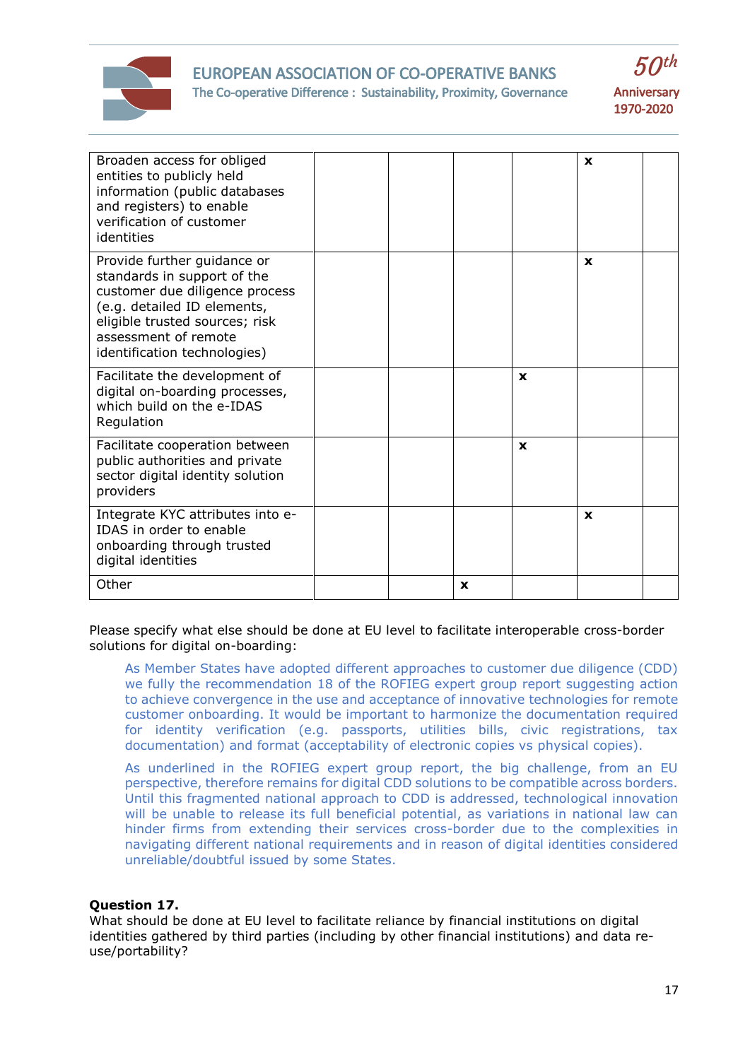| | | | | | | |
|---|---|---|---|---|---|---|
| Broaden access for obliged entities to publicly held information (public databases and registers) to enable verification of customer identities | | | | | x | |
| Provide further guidance or standards in support of the customer due diligence process (e.g. detailed ID elements, eligible trusted sources; risk assessment of remote identification technologies) | | | | | x | |
| Facilitate the development of digital on-boarding processes, which build on the e-IDAS Regulation | | | | x | | |
| Facilitate cooperation between public authorities and private sector digital identity solution providers | | | | x | | |
| Integrate KYC attributes into e-IDAS in order to enable onboarding through trusted digital identities | | | | | x | |
| Other | | | x | | | |

Please specify what else should be done at EU level to facilitate interoperable cross-border solutions for digital on-boarding:

> As Member States have adopted different approaches to customer due diligence (CDD) we fully the recommendation 18 of the ROFIEG expert group report suggesting action to achieve convergence in the use and acceptance of innovative technologies for remote customer onboarding. It would be important to harmonize the documentation required for identity verification (e.g. passports, utilities bills, civic registrations, tax documentation) and format (acceptability of electronic copies vs physical copies).
>
> As underlined in the ROFIEG expert group report, the big challenge, from an EU perspective, therefore remains for digital CDD solutions to be compatible across borders. Until this fragmented national approach to CDD is addressed, technological innovation will be unable to release its full beneficial potential, as variations in national law can hinder firms from extending their services cross-border due to the complexities in navigating different national requirements and in reason of digital identities considered unreliable/doubtful issued by some States.

**Question 17.**

What should be done at EU level to facilitate reliance by financial institutions on digital identities gathered by third parties (including by other financial institutions) and data re-use/portability?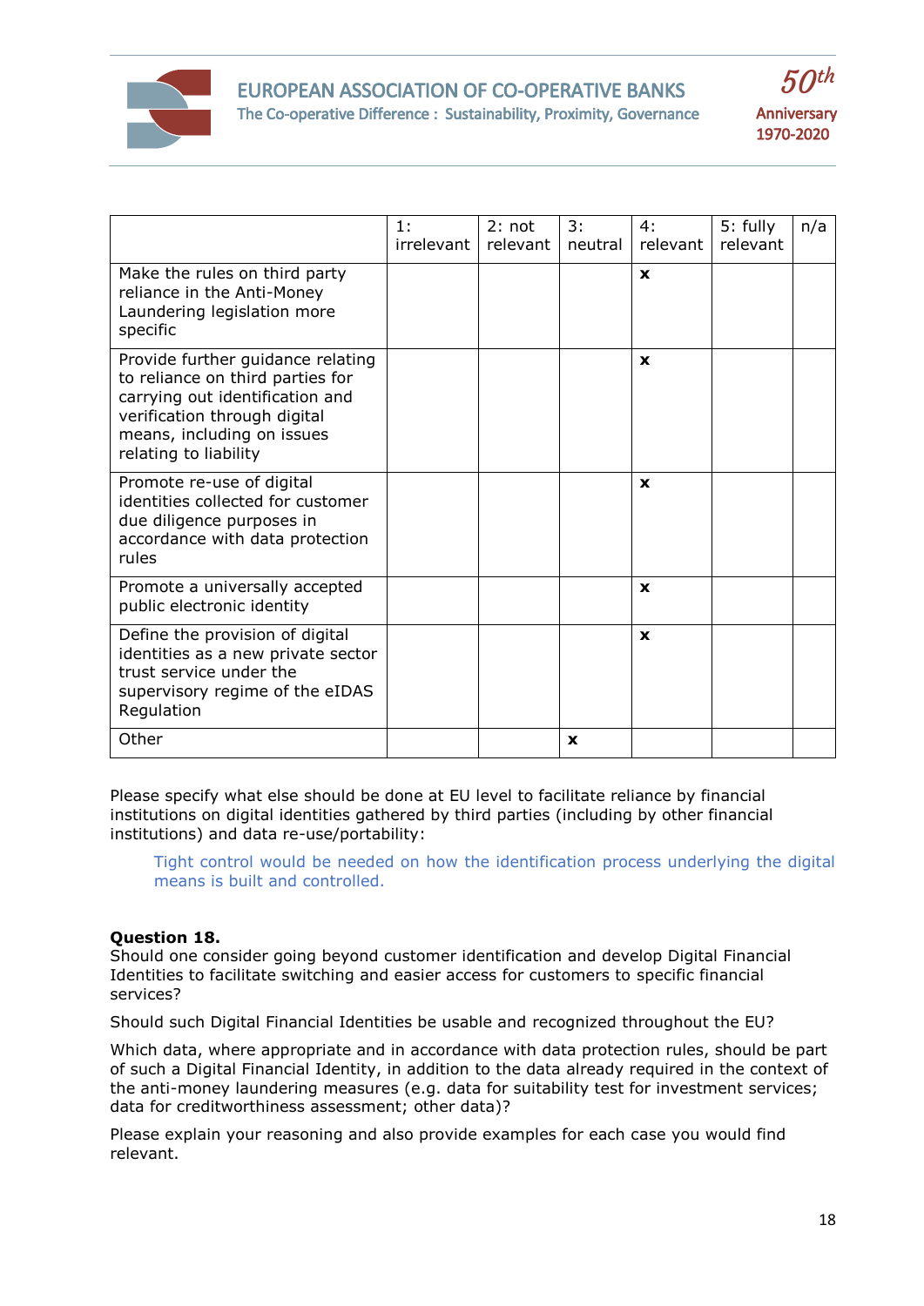| | 1: irrelevant | 2: not relevant | 3: neutral | 4: relevant | 5: fully relevant | n/a |
|---|---|---|---|---|---|---|
| Make the rules on third party reliance in the Anti-Money Laundering legislation more specific | | | | x | | |
| Provide further guidance relating to reliance on third parties for carrying out identification and verification through digital means, including on issues relating to liability | | | | x | | |
| Promote re-use of digital identities collected for customer due diligence purposes in accordance with data protection rules | | | | x | | |
| Promote a universally accepted public electronic identity | | | | x | | |
| Define the provision of digital identities as a new private sector trust service under the supervisory regime of the eIDAS Regulation | | | | x | | |
| Other | | | x | | | |

Please specify what else should be done at EU level to facilitate reliance by financial institutions on digital identities gathered by third parties (including by other financial institutions) and data re-use/portability:

> Tight control would be needed on how the identification process underlying the digital means is built and controlled.

**Question 18.**
Should one consider going beyond customer identification and develop Digital Financial Identities to facilitate switching and easier access for customers to specific financial services?

Should such Digital Financial Identities be usable and recognized throughout the EU?

Which data, where appropriate and in accordance with data protection rules, should be part of such a Digital Financial Identity, in addition to the data already required in the context of the anti-money laundering measures (e.g. data for suitability test for investment services; data for creditworthiness assessment; other data)?

Please explain your reasoning and also provide examples for each case you would find relevant.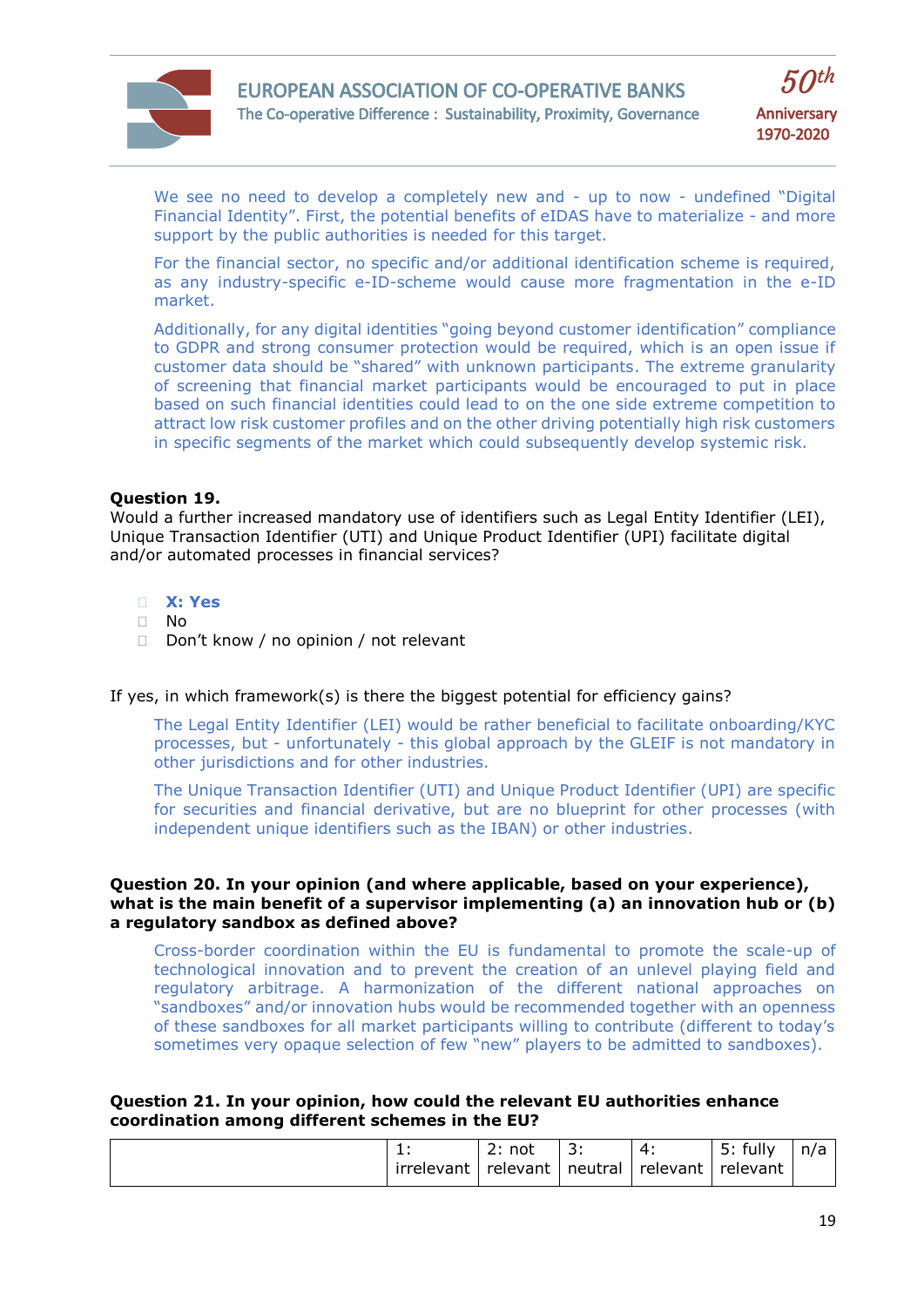We see no need to develop a completely new and - up to now - undefined "Digital Financial Identity". First, the potential benefits of eIDAS have to materialize - and more support by the public authorities is needed for this target.

For the financial sector, no specific and/or additional identification scheme is required, as any industry-specific e-ID-scheme would cause more fragmentation in the e-ID market.

Additionally, for any digital identities "going beyond customer identification" compliance to GDPR and strong consumer protection would be required, which is an open issue if customer data should be "shared" with unknown participants. The extreme granularity of screening that financial market participants would be encouraged to put in place based on such financial identities could lead to on the one side extreme competition to attract low risk customer profiles and on the other driving potentially high risk customers in specific segments of the market which could subsequently develop systemic risk.

**Question 19.**
Would a further increased mandatory use of identifiers such as Legal Entity Identifier (LEI), Unique Transaction Identifier (UTI) and Unique Product Identifier (UPI) facilitate digital and/or automated processes in financial services?

- **X: Yes**
- No
- Don't know / no opinion / not relevant

If yes, in which framework(s) is there the biggest potential for efficiency gains?

The Legal Entity Identifier (LEI) would be rather beneficial to facilitate onboarding/KYC processes, but - unfortunately - this global approach by the GLEIF is not mandatory in other jurisdictions and for other industries.

The Unique Transaction Identifier (UTI) and Unique Product Identifier (UPI) are specific for securities and financial derivative, but are no blueprint for other processes (with independent unique identifiers such as the IBAN) or other industries.

**Question 20. In your opinion (and where applicable, based on your experience), what is the main benefit of a supervisor implementing (a) an innovation hub or (b) a regulatory sandbox as defined above?**

Cross-border coordination within the EU is fundamental to promote the scale-up of technological innovation and to prevent the creation of an unlevel playing field and regulatory arbitrage. A harmonization of the different national approaches on "sandboxes" and/or innovation hubs would be recommended together with an openness of these sandboxes for all market participants willing to contribute (different to today's sometimes very opaque selection of few "new" players to be admitted to sandboxes).

**Question 21. In your opinion, how could the relevant EU authorities enhance coordination among different schemes in the EU?**

| | 1: irrelevant | 2: not relevant | 3: neutral | 4: relevant | 5: fully relevant | n/a |
|---|---|---|---|---|---|---|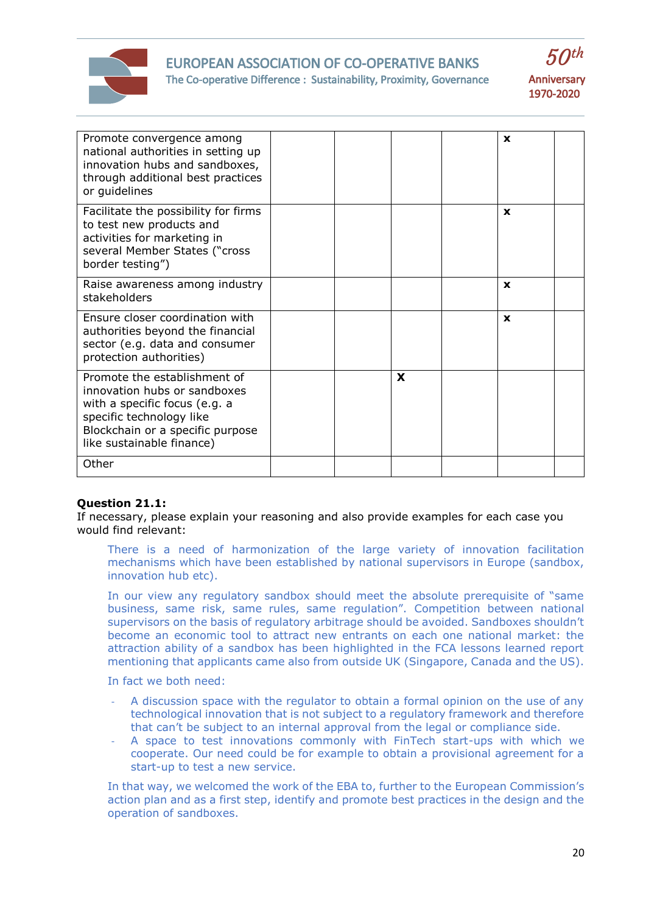| | | | | | | |
|---|---|---|---|---|---|---|
| Promote convergence among national authorities in setting up innovation hubs and sandboxes, through additional best practices or guidelines | | | | | x | |
| Facilitate the possibility for firms to test new products and activities for marketing in several Member States ("cross border testing") | | | | | x | |
| Raise awareness among industry stakeholders | | | | | x | |
| Ensure closer coordination with authorities beyond the financial sector (e.g. data and consumer protection authorities) | | | | | x | |
| Promote the establishment of innovation hubs or sandboxes with a specific focus (e.g. a specific technology like Blockchain or a specific purpose like sustainable finance) | | | X | | | |
| Other | | | | | | |

**Question 21.1:**
If necessary, please explain your reasoning and also provide examples for each case you would find relevant:

There is a need of harmonization of the large variety of innovation facilitation mechanisms which have been established by national supervisors in Europe (sandbox, innovation hub etc).

In our view any regulatory sandbox should meet the absolute prerequisite of "same business, same risk, same rules, same regulation". Competition between national supervisors on the basis of regulatory arbitrage should be avoided. Sandboxes shouldn't become an economic tool to attract new entrants on each one national market: the attraction ability of a sandbox has been highlighted in the FCA lessons learned report mentioning that applicants came also from outside UK (Singapore, Canada and the US).

In fact we both need:

- A discussion space with the regulator to obtain a formal opinion on the use of any technological innovation that is not subject to a regulatory framework and therefore that can't be subject to an internal approval from the legal or compliance side.
- A space to test innovations commonly with FinTech start-ups with which we cooperate. Our need could be for example to obtain a provisional agreement for a start-up to test a new service.

In that way, we welcomed the work of the EBA to, further to the European Commission's action plan and as a first step, identify and promote best practices in the design and the operation of sandboxes.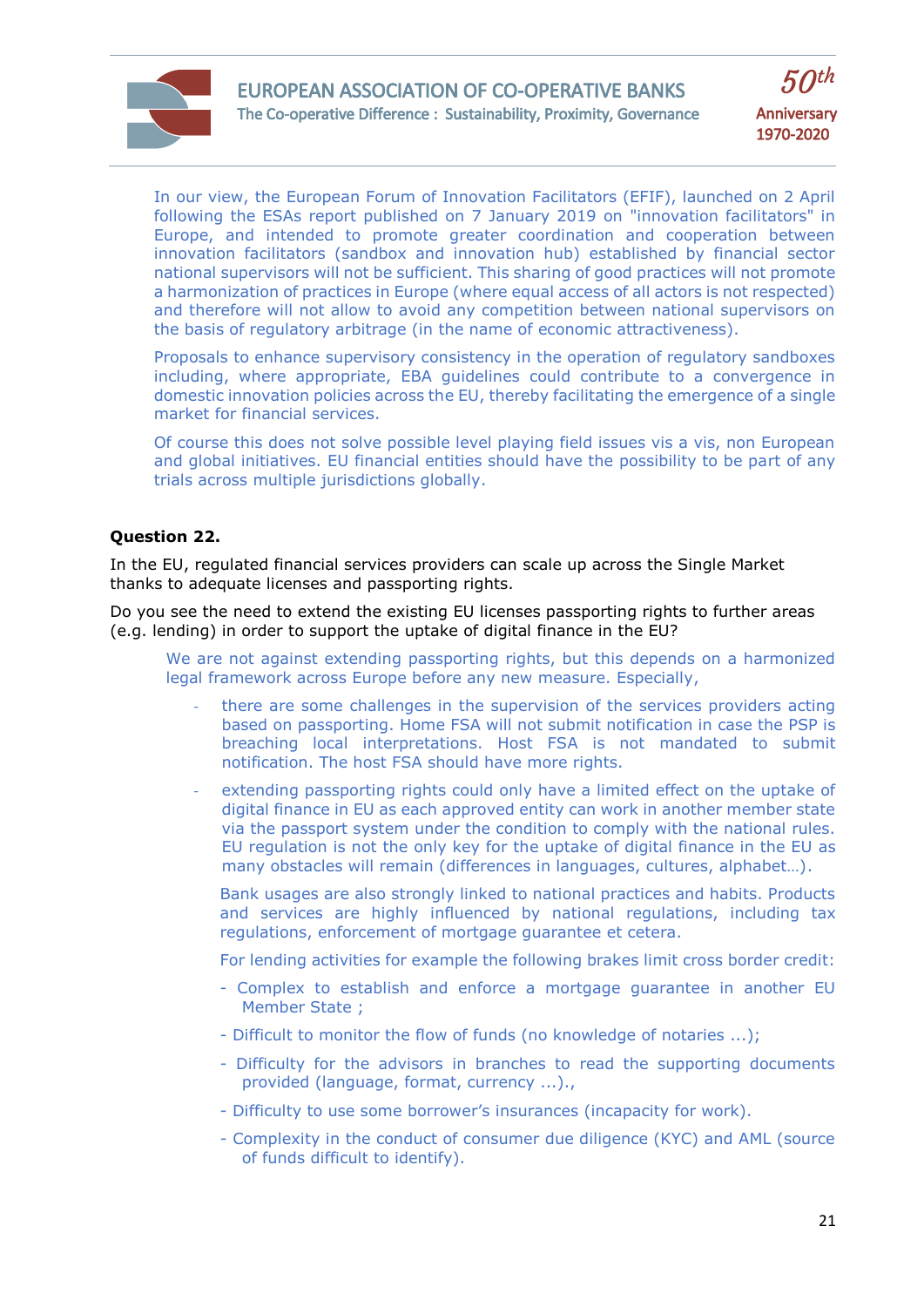In our view, the European Forum of Innovation Facilitators (EFIF), launched on 2 April following the ESAs report published on 7 January 2019 on "innovation facilitators" in Europe, and intended to promote greater coordination and cooperation between innovation facilitators (sandbox and innovation hub) established by financial sector national supervisors will not be sufficient. This sharing of good practices will not promote a harmonization of practices in Europe (where equal access of all actors is not respected) and therefore will not allow to avoid any competition between national supervisors on the basis of regulatory arbitrage (in the name of economic attractiveness).

Proposals to enhance supervisory consistency in the operation of regulatory sandboxes including, where appropriate, EBA guidelines could contribute to a convergence in domestic innovation policies across the EU, thereby facilitating the emergence of a single market for financial services.

Of course this does not solve possible level playing field issues vis a vis, non European and global initiatives. EU financial entities should have the possibility to be part of any trials across multiple jurisdictions globally.

**Question 22.**

In the EU, regulated financial services providers can scale up across the Single Market thanks to adequate licenses and passporting rights.

Do you see the need to extend the existing EU licenses passporting rights to further areas (e.g. lending) in order to support the uptake of digital finance in the EU?

We are not against extending passporting rights, but this depends on a harmonized legal framework across Europe before any new measure. Especially,

- there are some challenges in the supervision of the services providers acting based on passporting. Home FSA will not submit notification in case the PSP is breaching local interpretations. Host FSA is not mandated to submit notification. The host FSA should have more rights.
- extending passporting rights could only have a limited effect on the uptake of digital finance in EU as each approved entity can work in another member state via the passport system under the condition to comply with the national rules. EU regulation is not the only key for the uptake of digital finance in the EU as many obstacles will remain (differences in languages, cultures, alphabet…).

  Bank usages are also strongly linked to national practices and habits. Products and services are highly influenced by national regulations, including tax regulations, enforcement of mortgage guarantee et cetera.

  For lending activities for example the following brakes limit cross border credit:

  - Complex to establish and enforce a mortgage guarantee in another EU Member State ;
  - Difficult to monitor the flow of funds (no knowledge of notaries ...);
  - Difficulty for the advisors in branches to read the supporting documents provided (language, format, currency ...).,
  - Difficulty to use some borrower's insurances (incapacity for work).
  - Complexity in the conduct of consumer due diligence (KYC) and AML (source of funds difficult to identify).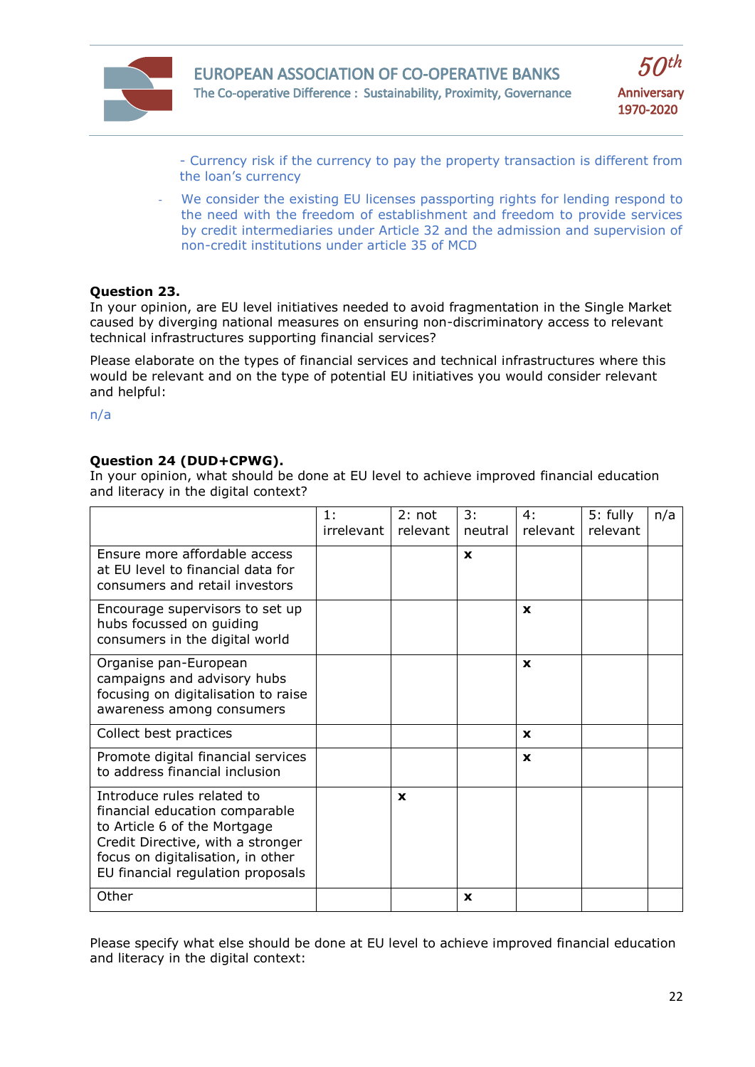- Currency risk if the currency to pay the property transaction is different from the loan's currency

- We consider the existing EU licenses passporting rights for lending respond to the need with the freedom of establishment and freedom to provide services by credit intermediaries under Article 32 and the admission and supervision of non-credit institutions under article 35 of MCD

**Question 23.**
In your opinion, are EU level initiatives needed to avoid fragmentation in the Single Market caused by diverging national measures on ensuring non-discriminatory access to relevant technical infrastructures supporting financial services?

Please elaborate on the types of financial services and technical infrastructures where this would be relevant and on the type of potential EU initiatives you would consider relevant and helpful:

n/a

**Question 24 (DUD+CPWG).**
In your opinion, what should be done at EU level to achieve improved financial education and literacy in the digital context?

| | 1: irrelevant | 2: not relevant | 3: neutral | 4: relevant | 5: fully relevant | n/a |
|---|---|---|---|---|---|---|
| Ensure more affordable access at EU level to financial data for consumers and retail investors | | | x | | | |
| Encourage supervisors to set up hubs focussed on guiding consumers in the digital world | | | | x | | |
| Organise pan-European campaigns and advisory hubs focusing on digitalisation to raise awareness among consumers | | | | x | | |
| Collect best practices | | | | x | | |
| Promote digital financial services to address financial inclusion | | | | x | | |
| Introduce rules related to financial education comparable to Article 6 of the Mortgage Credit Directive, with a stronger focus on digitalisation, in other EU financial regulation proposals | | x | | | | |
| Other | | | x | | | |

Please specify what else should be done at EU level to achieve improved financial education and literacy in the digital context: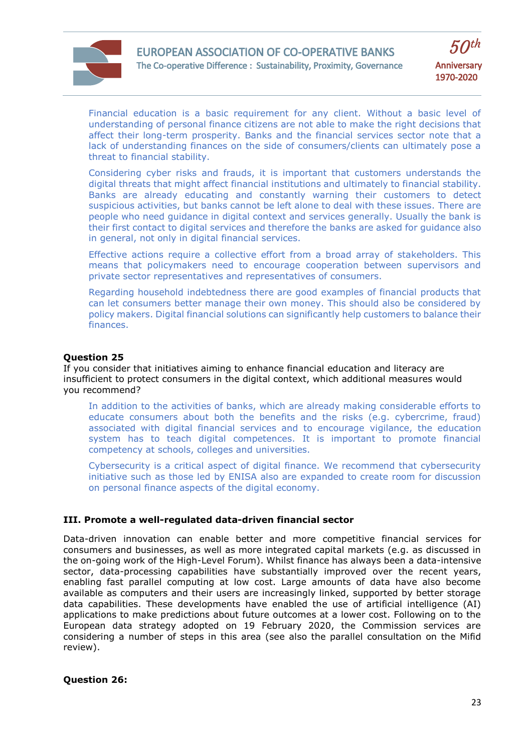Financial education is a basic requirement for any client. Without a basic level of understanding of personal finance citizens are not able to make the right decisions that affect their long-term prosperity. Banks and the financial services sector note that a lack of understanding finances on the side of consumers/clients can ultimately pose a threat to financial stability.

Considering cyber risks and frauds, it is important that customers understands the digital threats that might affect financial institutions and ultimately to financial stability. Banks are already educating and constantly warning their customers to detect suspicious activities, but banks cannot be left alone to deal with these issues. There are people who need guidance in digital context and services generally. Usually the bank is their first contact to digital services and therefore the banks are asked for guidance also in general, not only in digital financial services.

Effective actions require a collective effort from a broad array of stakeholders. This means that policymakers need to encourage cooperation between supervisors and private sector representatives and representatives of consumers.

Regarding household indebtedness there are good examples of financial products that can let consumers better manage their own money. This should also be considered by policy makers. Digital financial solutions can significantly help customers to balance their finances.

**Question 25**

If you consider that initiatives aiming to enhance financial education and literacy are insufficient to protect consumers in the digital context, which additional measures would you recommend?

In addition to the activities of banks, which are already making considerable efforts to educate consumers about both the benefits and the risks (e.g. cybercrime, fraud) associated with digital financial services and to encourage vigilance, the education system has to teach digital competences. It is important to promote financial competency at schools, colleges and universities.

Cybersecurity is a critical aspect of digital finance. We recommend that cybersecurity initiative such as those led by ENISA also are expanded to create room for discussion on personal finance aspects of the digital economy.

**III. Promote a well-regulated data-driven financial sector**

Data-driven innovation can enable better and more competitive financial services for consumers and businesses, as well as more integrated capital markets (e.g. as discussed in the on-going work of the High-Level Forum). Whilst finance has always been a data-intensive sector, data-processing capabilities have substantially improved over the recent years, enabling fast parallel computing at low cost. Large amounts of data have also become available as computers and their users are increasingly linked, supported by better storage data capabilities. These developments have enabled the use of artificial intelligence (AI) applications to make predictions about future outcomes at a lower cost. Following on to the European data strategy adopted on 19 February 2020, the Commission services are considering a number of steps in this area (see also the parallel consultation on the Mifid review).

**Question 26:**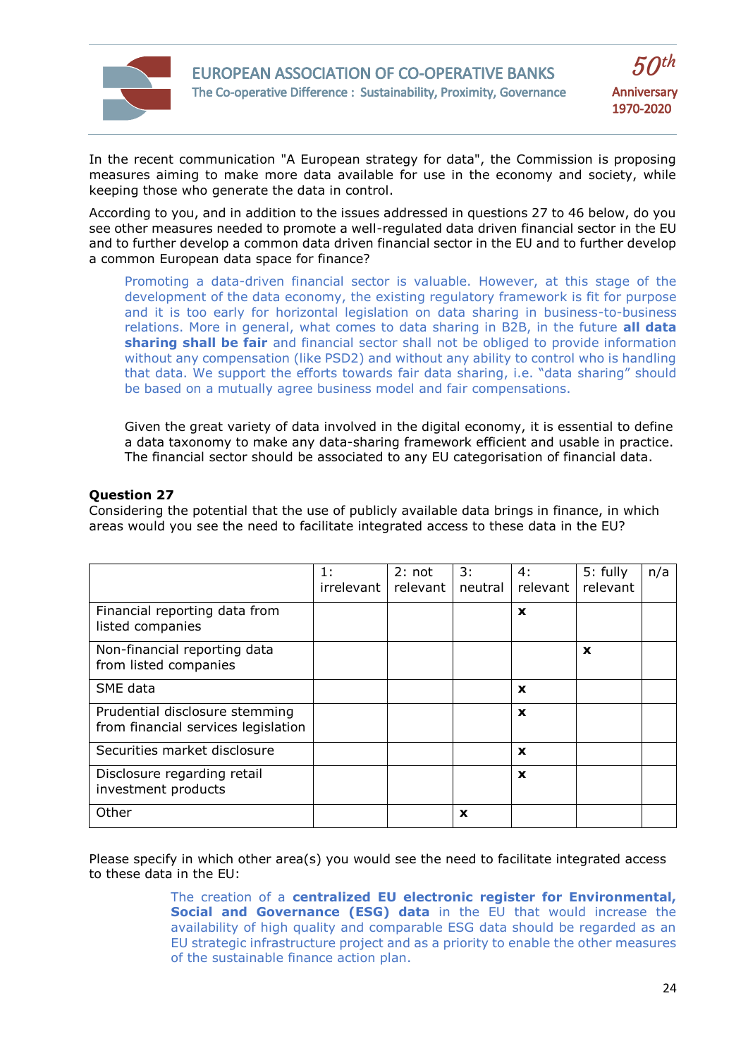In the recent communication "A European strategy for data", the Commission is proposing measures aiming to make more data available for use in the economy and society, while keeping those who generate the data in control.

According to you, and in addition to the issues addressed in questions 27 to 46 below, do you see other measures needed to promote a well-regulated data driven financial sector in the EU and to further develop a common data driven financial sector in the EU and to further develop a common European data space for finance?

> Promoting a data-driven financial sector is valuable. However, at this stage of the development of the data economy, the existing regulatory framework is fit for purpose and it is too early for horizontal legislation on data sharing in business-to-business relations. More in general, what comes to data sharing in B2B, in the future **all data sharing shall be fair** and financial sector shall not be obliged to provide information without any compensation (like PSD2) and without any ability to control who is handling that data. We support the efforts towards fair data sharing, i.e. "data sharing" should be based on a mutually agree business model and fair compensations.
>
> Given the great variety of data involved in the digital economy, it is essential to define a data taxonomy to make any data-sharing framework efficient and usable in practice. The financial sector should be associated to any EU categorisation of financial data.

**Question 27**
Considering the potential that the use of publicly available data brings in finance, in which areas would you see the need to facilitate integrated access to these data in the EU?

| | 1: irrelevant | 2: not relevant | 3: neutral | 4: relevant | 5: fully relevant | n/a |
|---|---|---|---|---|---|---|
| Financial reporting data from listed companies | | | | x | | |
| Non-financial reporting data from listed companies | | | | | x | |
| SME data | | | | x | | |
| Prudential disclosure stemming from financial services legislation | | | | x | | |
| Securities market disclosure | | | | x | | |
| Disclosure regarding retail investment products | | | | x | | |
| Other | | | x | | | |

Please specify in which other area(s) you would see the need to facilitate integrated access to these data in the EU:

> The creation of a **centralized EU electronic register for Environmental, Social and Governance (ESG) data** in the EU that would increase the availability of high quality and comparable ESG data should be regarded as an EU strategic infrastructure project and as a priority to enable the other measures of the sustainable finance action plan.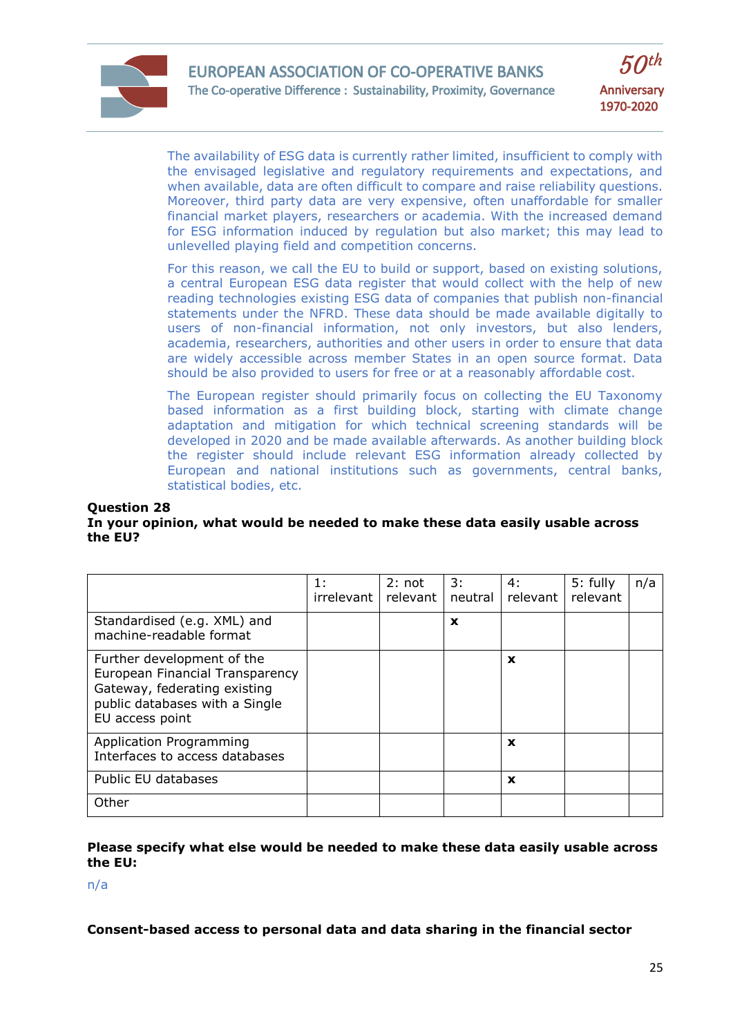The availability of ESG data is currently rather limited, insufficient to comply with the envisaged legislative and regulatory requirements and expectations, and when available, data are often difficult to compare and raise reliability questions. Moreover, third party data are very expensive, often unaffordable for smaller financial market players, researchers or academia. With the increased demand for ESG information induced by regulation but also market; this may lead to unlevelled playing field and competition concerns.

For this reason, we call the EU to build or support, based on existing solutions, a central European ESG data register that would collect with the help of new reading technologies existing ESG data of companies that publish non-financial statements under the NFRD. These data should be made available digitally to users of non-financial information, not only investors, but also lenders, academia, researchers, authorities and other users in order to ensure that data are widely accessible across member States in an open source format. Data should be also provided to users for free or at a reasonably affordable cost.

The European register should primarily focus on collecting the EU Taxonomy based information as a first building block, starting with climate change adaptation and mitigation for which technical screening standards will be developed in 2020 and be made available afterwards. As another building block the register should include relevant ESG information already collected by European and national institutions such as governments, central banks, statistical bodies, etc.

**Question 28**
**In your opinion, what would be needed to make these data easily usable across the EU?**

| | 1: irrelevant | 2: not relevant | 3: neutral | 4: relevant | 5: fully relevant | n/a |
|---|---|---|---|---|---|---|
| Standardised (e.g. XML) and machine-readable format | | | x | | | |
| Further development of the European Financial Transparency Gateway, federating existing public databases with a Single EU access point | | | | x | | |
| Application Programming Interfaces to access databases | | | | x | | |
| Public EU databases | | | | x | | |
| Other | | | | | | |

**Please specify what else would be needed to make these data easily usable across the EU:**

n/a

**Consent-based access to personal data and data sharing in the financial sector**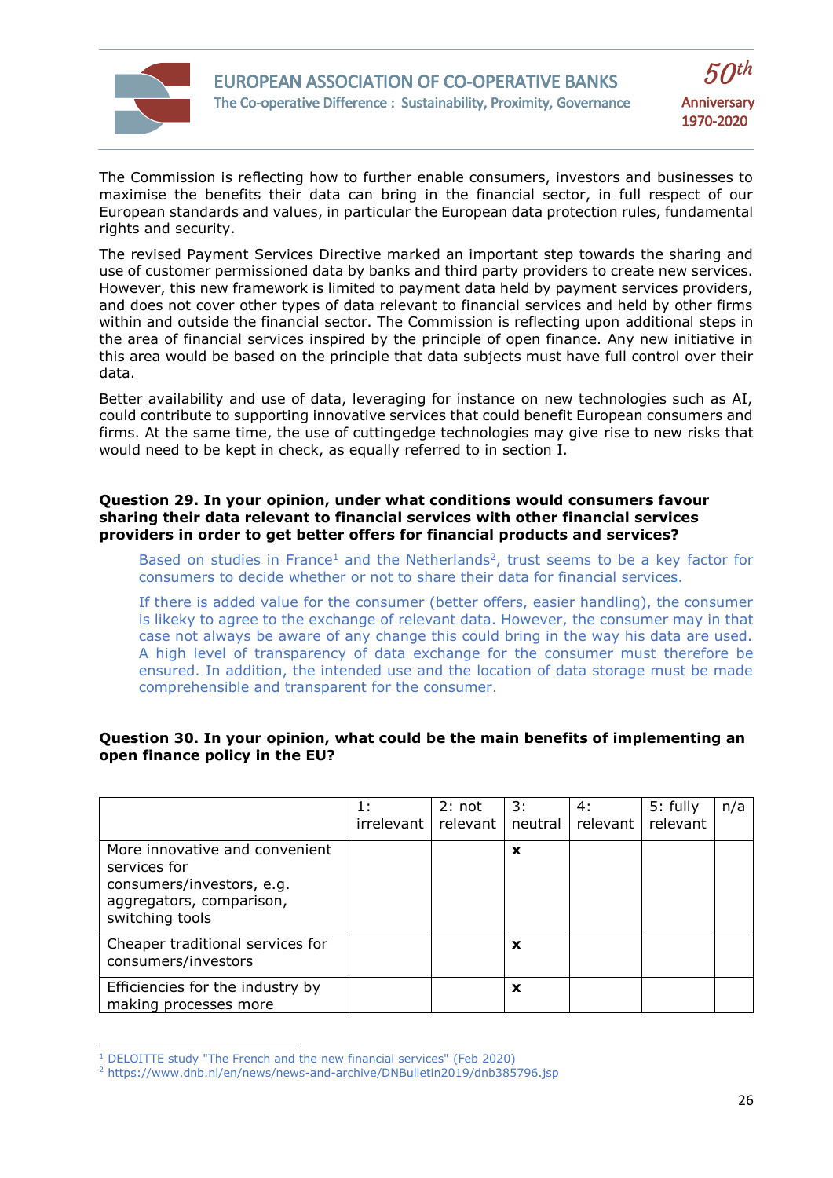The Commission is reflecting how to further enable consumers, investors and businesses to maximise the benefits their data can bring in the financial sector, in full respect of our European standards and values, in particular the European data protection rules, fundamental rights and security.

The revised Payment Services Directive marked an important step towards the sharing and use of customer permissioned data by banks and third party providers to create new services. However, this new framework is limited to payment data held by payment services providers, and does not cover other types of data relevant to financial services and held by other firms within and outside the financial sector. The Commission is reflecting upon additional steps in the area of financial services inspired by the principle of open finance. Any new initiative in this area would be based on the principle that data subjects must have full control over their data.

Better availability and use of data, leveraging for instance on new technologies such as AI, could contribute to supporting innovative services that could benefit European consumers and firms. At the same time, the use of cuttingedge technologies may give rise to new risks that would need to be kept in check, as equally referred to in section I.

**Question 29. In your opinion, under what conditions would consumers favour sharing their data relevant to financial services with other financial services providers in order to get better offers for financial products and services?**

Based on studies in France[1] and the Netherlands[2], trust seems to be a key factor for consumers to decide whether or not to share their data for financial services.

If there is added value for the consumer (better offers, easier handling), the consumer is likeky to agree to the exchange of relevant data. However, the consumer may in that case not always be aware of any change this could bring in the way his data are used. A high level of transparency of data exchange for the consumer must therefore be ensured. In addition, the intended use and the location of data storage must be made comprehensible and transparent for the consumer.

**Question 30. In your opinion, what could be the main benefits of implementing an open finance policy in the EU?**

| | 1: irrelevant | 2: not relevant | 3: neutral | 4: relevant | 5: fully relevant | n/a |
|---|---|---|---|---|---|---|
| More innovative and convenient services for consumers/investors, e.g. aggregators, comparison, switching tools | | | x | | | |
| Cheaper traditional services for consumers/investors | | | x | | | |
| Efficiencies for the industry by making processes more | | | x | | | |

[1] DELOITTE study "The French and the new financial services" (Feb 2020)

[2] https://www.dnb.nl/en/news/news-and-archive/DNBulletin2019/dnb385796.jsp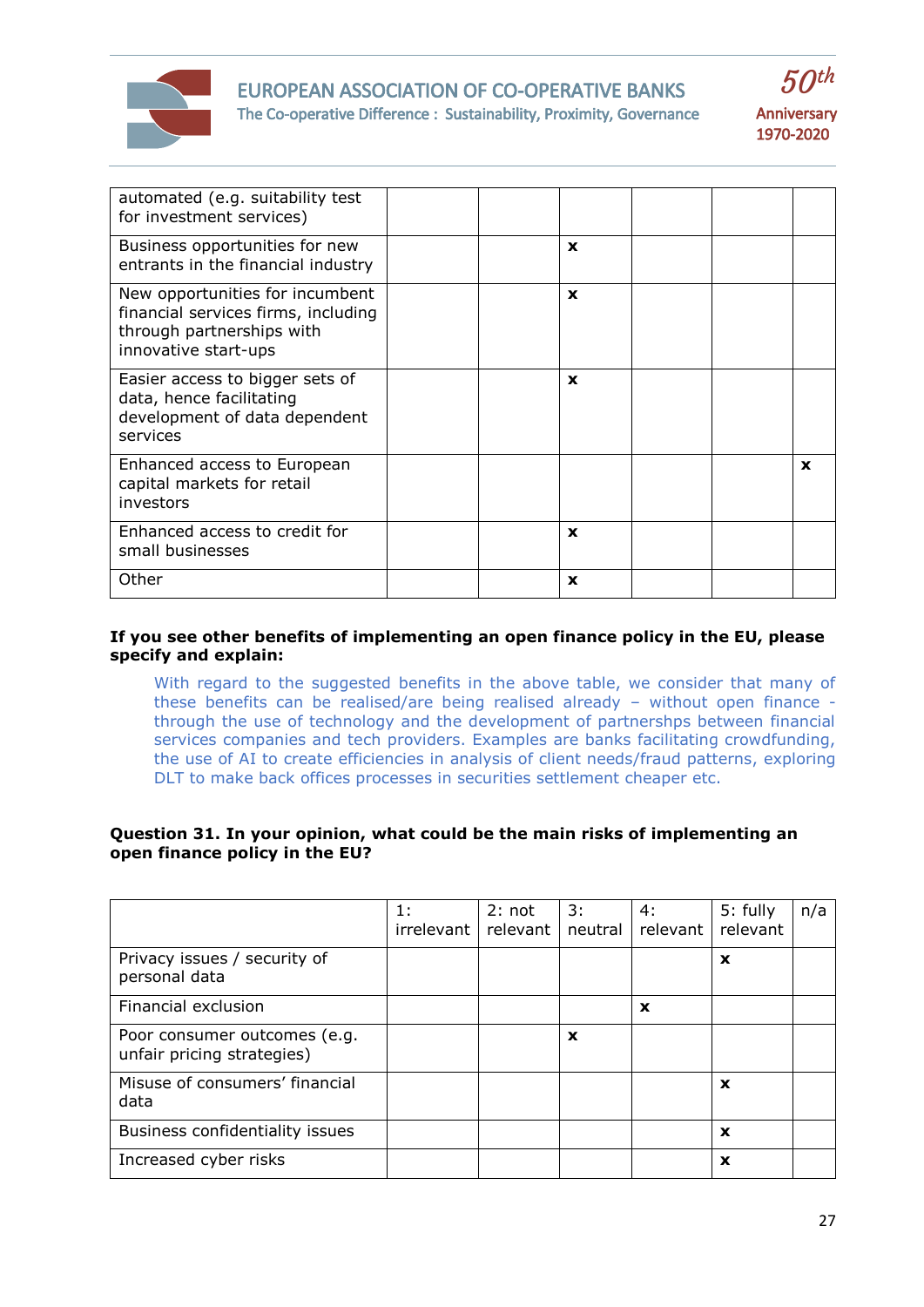| | | | | | | |
|---|---|---|---|---|---|---|
| automated (e.g. suitability test for investment services) | | | | | | |
| Business opportunities for new entrants in the financial industry | | | x | | | |
| New opportunities for incumbent financial services firms, including through partnerships with innovative start-ups | | | x | | | |
| Easier access to bigger sets of data, hence facilitating development of data dependent services | | | x | | | |
| Enhanced access to European capital markets for retail investors | | | | | | x |
| Enhanced access to credit for small businesses | | | x | | | |
| Other | | | x | | | |

**If you see other benefits of implementing an open finance policy in the EU, please specify and explain:**

With regard to the suggested benefits in the above table, we consider that many of these benefits can be realised/are being realised already – without open finance - through the use of technology and the development of partnershps between financial services companies and tech providers. Examples are banks facilitating crowdfunding, the use of AI to create efficiencies in analysis of client needs/fraud patterns, exploring DLT to make back offices processes in securities settlement cheaper etc.

**Question 31. In your opinion, what could be the main risks of implementing an open finance policy in the EU?**

| | 1: irrelevant | 2: not relevant | 3: neutral | 4: relevant | 5: fully relevant | n/a |
|---|---|---|---|---|---|---|
| Privacy issues / security of personal data | | | | | x | |
| Financial exclusion | | | | x | | |
| Poor consumer outcomes (e.g. unfair pricing strategies) | | | x | | | |
| Misuse of consumers' financial data | | | | | x | |
| Business confidentiality issues | | | | | x | |
| Increased cyber risks | | | | | x | |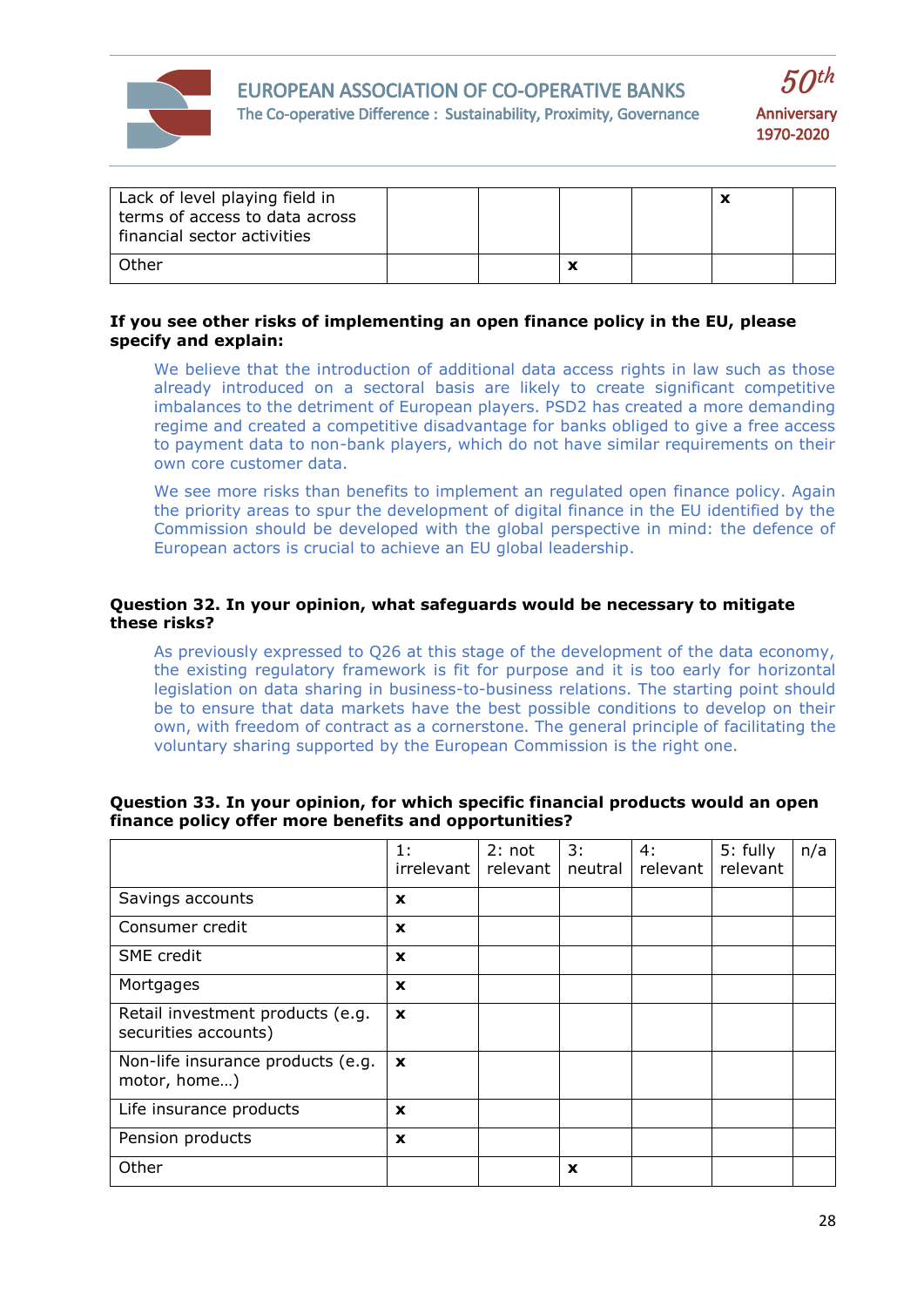| | | | | | | |
|---|---|---|---|---|---|---|
| Lack of level playing field in terms of access to data across financial sector activities | | | | | x | |
| Other | | | x | | | |

**If you see other risks of implementing an open finance policy in the EU, please specify and explain:**

We believe that the introduction of additional data access rights in law such as those already introduced on a sectoral basis are likely to create significant competitive imbalances to the detriment of European players. PSD2 has created a more demanding regime and created a competitive disadvantage for banks obliged to give a free access to payment data to non-bank players, which do not have similar requirements on their own core customer data.

We see more risks than benefits to implement an regulated open finance policy. Again the priority areas to spur the development of digital finance in the EU identified by the Commission should be developed with the global perspective in mind: the defence of European actors is crucial to achieve an EU global leadership.

**Question 32. In your opinion, what safeguards would be necessary to mitigate these risks?**

As previously expressed to Q26 at this stage of the development of the data economy, the existing regulatory framework is fit for purpose and it is too early for horizontal legislation on data sharing in business-to-business relations. The starting point should be to ensure that data markets have the best possible conditions to develop on their own, with freedom of contract as a cornerstone. The general principle of facilitating the voluntary sharing supported by the European Commission is the right one.

**Question 33. In your opinion, for which specific financial products would an open finance policy offer more benefits and opportunities?**

| | 1: irrelevant | 2: not relevant | 3: neutral | 4: relevant | 5: fully relevant | n/a |
|---|---|---|---|---|---|---|
| Savings accounts | x | | | | | |
| Consumer credit | x | | | | | |
| SME credit | x | | | | | |
| Mortgages | x | | | | | |
| Retail investment products (e.g. securities accounts) | x | | | | | |
| Non-life insurance products (e.g. motor, home…) | x | | | | | |
| Life insurance products | x | | | | | |
| Pension products | x | | | | | |
| Other | | | x | | | |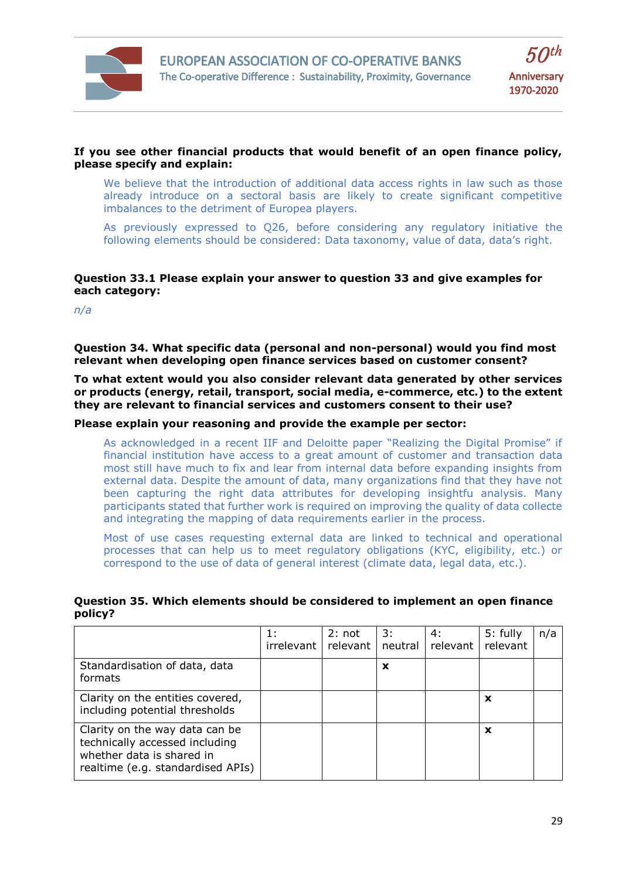**If you see other financial products that would benefit of an open finance policy, please specify and explain:**

We believe that the introduction of additional data access rights in law such as those already introduce on a sectoral basis are likely to create significant competitive imbalances to the detriment of Europea players.

As previously expressed to Q26, before considering any regulatory initiative the following elements should be considered: Data taxonomy, value of data, data's right.

**Question 33.1 Please explain your answer to question 33 and give examples for each category:**

*n/a*

**Question 34. What specific data (personal and non-personal) would you find most relevant when developing open finance services based on customer consent?**

**To what extent would you also consider relevant data generated by other services or products (energy, retail, transport, social media, e-commerce, etc.) to the extent they are relevant to financial services and customers consent to their use?**

**Please explain your reasoning and provide the example per sector:**

As acknowledged in a recent IIF and Deloitte paper "Realizing the Digital Promise" if financial institution have access to a great amount of customer and transaction data most still have much to fix and lear from internal data before expanding insights from external data. Despite the amount of data, many organizations find that they have not been capturing the right data attributes for developing insightfu analysis. Many participants stated that further work is required on improving the quality of data collecte and integrating the mapping of data requirements earlier in the process.

Most of use cases requesting external data are linked to technical and operational processes that can help us to meet regulatory obligations (KYC, eligibility, etc.) or correspond to the use of data of general interest (climate data, legal data, etc.).

**Question 35. Which elements should be considered to implement an open finance policy?**

| | 1: irrelevant | 2: not relevant | 3: neutral | 4: relevant | 5: fully relevant | n/a |
|---|---|---|---|---|---|---|
| Standardisation of data, data formats | | | x | | | |
| Clarity on the entities covered, including potential thresholds | | | | | x | |
| Clarity on the way data can be technically accessed including whether data is shared in realtime (e.g. standardised APIs) | | | | | x | |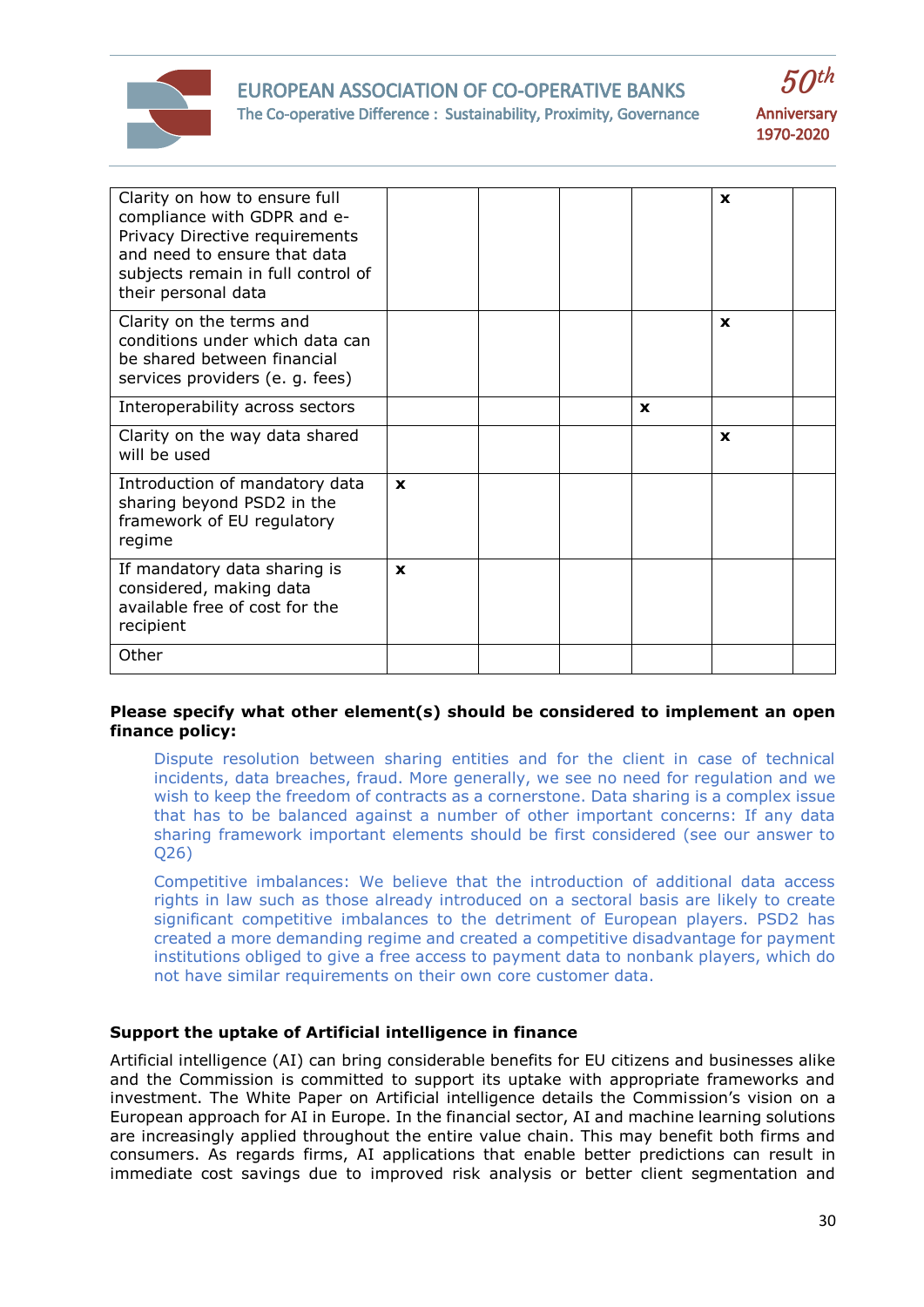| | | | | | | |
|---|---|---|---|---|---|---|
| Clarity on how to ensure full compliance with GDPR and e-Privacy Directive requirements and need to ensure that data subjects remain in full control of their personal data | | | | | x | |
| Clarity on the terms and conditions under which data can be shared between financial services providers (e. g. fees) | | | | | x | |
| Interoperability across sectors | | | | x | | |
| Clarity on the way data shared will be used | | | | | x | |
| Introduction of mandatory data sharing beyond PSD2 in the framework of EU regulatory regime | x | | | | | |
| If mandatory data sharing is considered, making data available free of cost for the recipient | x | | | | | |
| Other | | | | | | |

**Please specify what other element(s) should be considered to implement an open finance policy:**

Dispute resolution between sharing entities and for the client in case of technical incidents, data breaches, fraud. More generally, we see no need for regulation and we wish to keep the freedom of contracts as a cornerstone. Data sharing is a complex issue that has to be balanced against a number of other important concerns: If any data sharing framework important elements should be first considered (see our answer to Q26)

Competitive imbalances: We believe that the introduction of additional data access rights in law such as those already introduced on a sectoral basis are likely to create significant competitive imbalances to the detriment of European players. PSD2 has created a more demanding regime and created a competitive disadvantage for payment institutions obliged to give a free access to payment data to nonbank players, which do not have similar requirements on their own core customer data.

**Support the uptake of Artificial intelligence in finance**

Artificial intelligence (AI) can bring considerable benefits for EU citizens and businesses alike and the Commission is committed to support its uptake with appropriate frameworks and investment. The White Paper on Artificial intelligence details the Commission's vision on a European approach for AI in Europe. In the financial sector, AI and machine learning solutions are increasingly applied throughout the entire value chain. This may benefit both firms and consumers. As regards firms, AI applications that enable better predictions can result in immediate cost savings due to improved risk analysis or better client segmentation and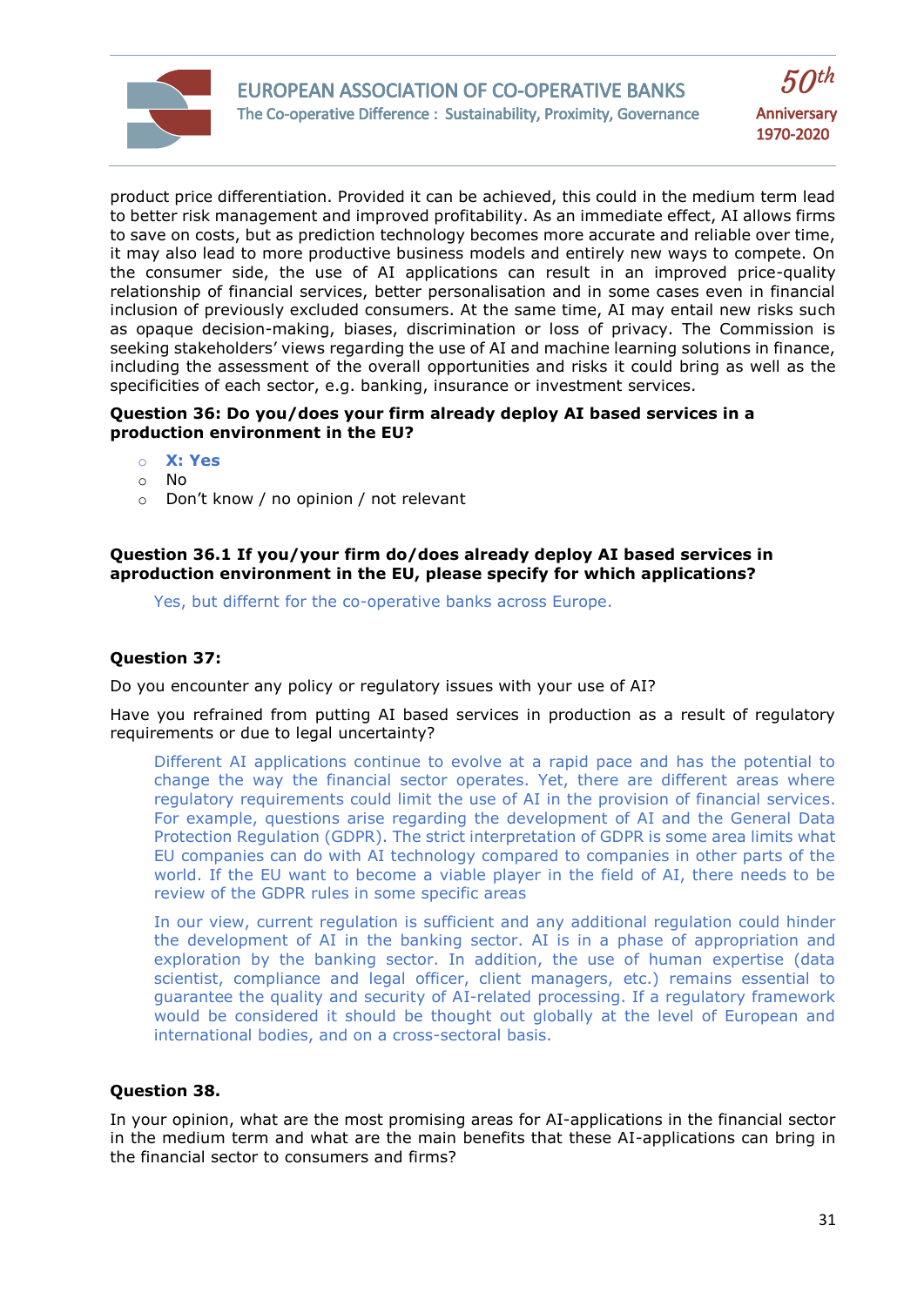product price differentiation. Provided it can be achieved, this could in the medium term lead to better risk management and improved profitability. As an immediate effect, AI allows firms to save on costs, but as prediction technology becomes more accurate and reliable over time, it may also lead to more productive business models and entirely new ways to compete. On the consumer side, the use of AI applications can result in an improved price-quality relationship of financial services, better personalisation and in some cases even in financial inclusion of previously excluded consumers. At the same time, AI may entail new risks such as opaque decision-making, biases, discrimination or loss of privacy. The Commission is seeking stakeholders' views regarding the use of AI and machine learning solutions in finance, including the assessment of the overall opportunities and risks it could bring as well as the specificities of each sector, e.g. banking, insurance or investment services.

**Question 36: Do you/does your firm already deploy AI based services in a production environment in the EU?**

- **X: Yes**
- No
- Don't know / no opinion / not relevant

**Question 36.1 If you/your firm do/does already deploy AI based services in aproduction environment in the EU, please specify for which applications?**

Yes, but differnt for the co-operative banks across Europe.

**Question 37:**

Do you encounter any policy or regulatory issues with your use of AI?

Have you refrained from putting AI based services in production as a result of regulatory requirements or due to legal uncertainty?

Different AI applications continue to evolve at a rapid pace and has the potential to change the way the financial sector operates. Yet, there are different areas where regulatory requirements could limit the use of AI in the provision of financial services. For example, questions arise regarding the development of AI and the General Data Protection Regulation (GDPR). The strict interpretation of GDPR is some area limits what EU companies can do with AI technology compared to companies in other parts of the world. If the EU want to become a viable player in the field of AI, there needs to be review of the GDPR rules in some specific areas

In our view, current regulation is sufficient and any additional regulation could hinder the development of AI in the banking sector. AI is in a phase of appropriation and exploration by the banking sector. In addition, the use of human expertise (data scientist, compliance and legal officer, client managers, etc.) remains essential to guarantee the quality and security of AI-related processing. If a regulatory framework would be considered it should be thought out globally at the level of European and international bodies, and on a cross-sectoral basis.

**Question 38.**

In your opinion, what are the most promising areas for AI-applications in the financial sector in the medium term and what are the main benefits that these AI-applications can bring in the financial sector to consumers and firms?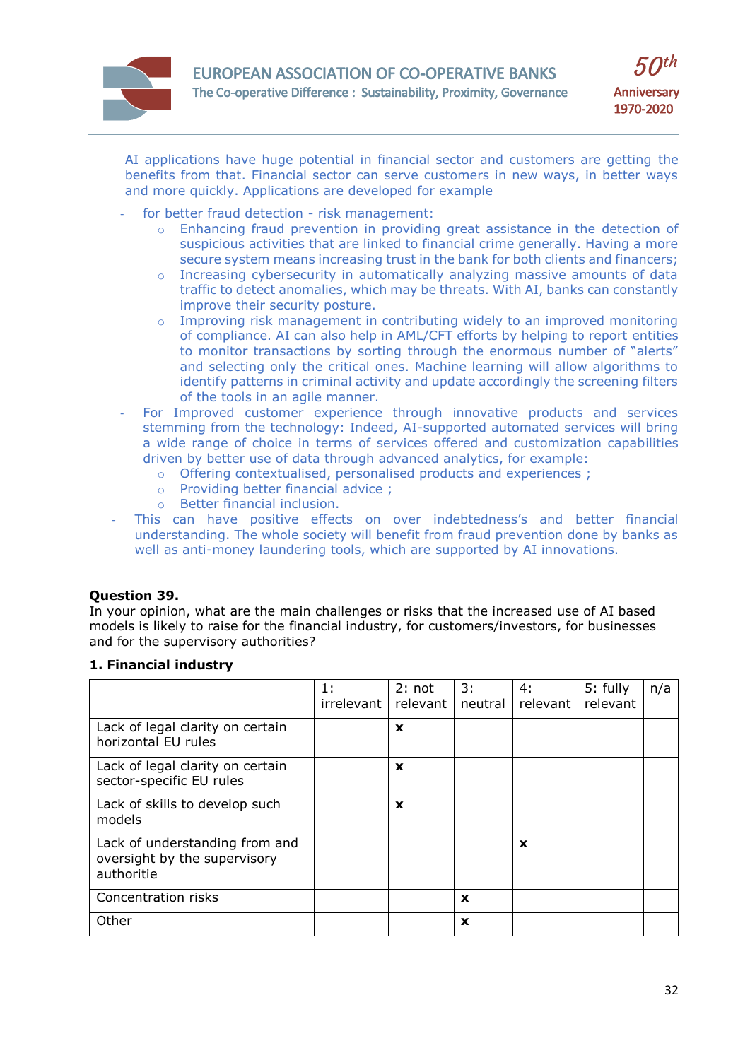AI applications have huge potential in financial sector and customers are getting the benefits from that. Financial sector can serve customers in new ways, in better ways and more quickly. Applications are developed for example

- for better fraud detection - risk management:
  - Enhancing fraud prevention in providing great assistance in the detection of suspicious activities that are linked to financial crime generally. Having a more secure system means increasing trust in the bank for both clients and financers;
  - Increasing cybersecurity in automatically analyzing massive amounts of data traffic to detect anomalies, which may be threats. With AI, banks can constantly improve their security posture.
  - Improving risk management in contributing widely to an improved monitoring of compliance. AI can also help in AML/CFT efforts by helping to report entities to monitor transactions by sorting through the enormous number of "alerts" and selecting only the critical ones. Machine learning will allow algorithms to identify patterns in criminal activity and update accordingly the screening filters of the tools in an agile manner.
- For Improved customer experience through innovative products and services stemming from the technology: Indeed, AI-supported automated services will bring a wide range of choice in terms of services offered and customization capabilities driven by better use of data through advanced analytics, for example:
  - Offering contextualised, personalised products and experiences ;
  - Providing better financial advice ;
  - Better financial inclusion.
- This can have positive effects on over indebtedness's and better financial understanding. The whole society will benefit from fraud prevention done by banks as well as anti-money laundering tools, which are supported by AI innovations.

**Question 39.**
In your opinion, what are the main challenges or risks that the increased use of AI based models is likely to raise for the financial industry, for customers/investors, for businesses and for the supervisory authorities?

**1. Financial industry**

| | 1: irrelevant | 2: not relevant | 3: neutral | 4: relevant | 5: fully relevant | n/a |
|---|---|---|---|---|---|---|
| Lack of legal clarity on certain horizontal EU rules | | x | | | | |
| Lack of legal clarity on certain sector-specific EU rules | | x | | | | |
| Lack of skills to develop such models | | x | | | | |
| Lack of understanding from and oversight by the supervisory authoritie | | | | x | | |
| Concentration risks | | | x | | | |
| Other | | | x | | | |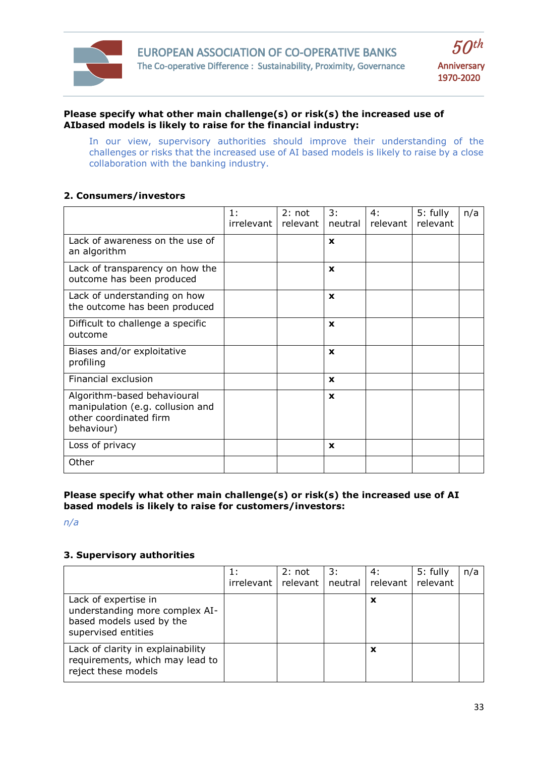**Please specify what other main challenge(s) or risk(s) the increased use of AIbased models is likely to raise for the financial industry:**

In our view, supervisory authorities should improve their understanding of the challenges or risks that the increased use of AI based models is likely to raise by a close collaboration with the banking industry.

**2. Consumers/investors**

| | 1: irrelevant | 2: not relevant | 3: neutral | 4: relevant | 5: fully relevant | n/a |
|---|---|---|---|---|---|---|
| Lack of awareness on the use of an algorithm | | | **x** | | | |
| Lack of transparency on how the outcome has been produced | | | **x** | | | |
| Lack of understanding on how the outcome has been produced | | | **x** | | | |
| Difficult to challenge a specific outcome | | | **x** | | | |
| Biases and/or exploitative profiling | | | **x** | | | |
| Financial exclusion | | | **x** | | | |
| Algorithm-based behavioural manipulation (e.g. collusion and other coordinated firm behaviour) | | | **x** | | | |
| Loss of privacy | | | **x** | | | |
| Other | | | | | | |

**Please specify what other main challenge(s) or risk(s) the increased use of AI based models is likely to raise for customers/investors:**

*n/a*

**3. Supervisory authorities**

| | 1: irrelevant | 2: not relevant | 3: neutral | 4: relevant | 5: fully relevant | n/a |
|---|---|---|---|---|---|---|
| Lack of expertise in understanding more complex AI-based models used by the supervised entities | | | | **x** | | |
| Lack of clarity in explainability requirements, which may lead to reject these models | | | | **x** | | |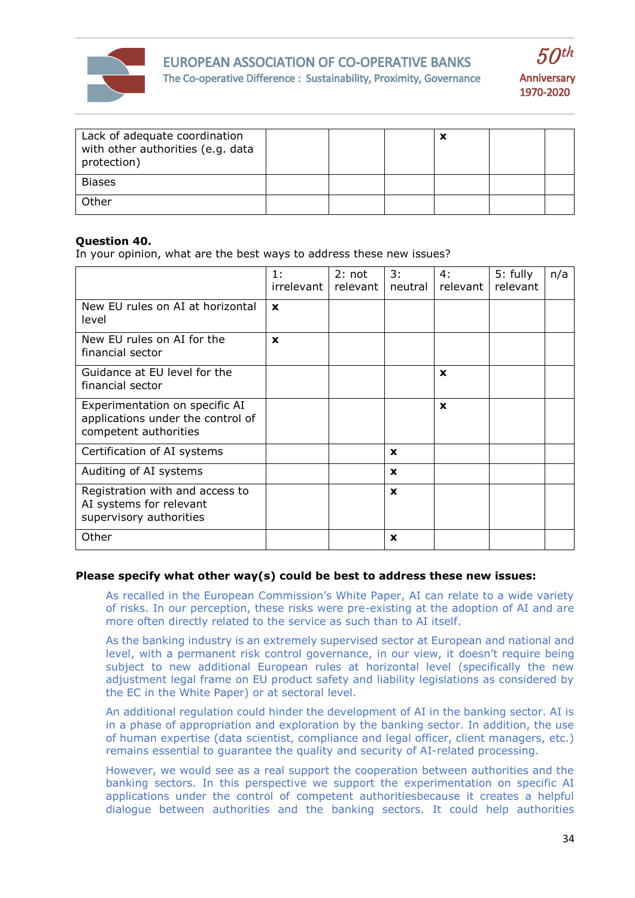| | | | | | | |
|---|---|---|---|---|---|---|
| Lack of adequate coordination with other authorities (e.g. data protection) | | | | x | | |
| Biases | | | | | | |
| Other | | | | | | |

**Question 40.**
In your opinion, what are the best ways to address these new issues?

| | 1: irrelevant | 2: not relevant | 3: neutral | 4: relevant | 5: fully relevant | n/a |
|---|---|---|---|---|---|---|
| New EU rules on AI at horizontal level | x | | | | | |
| New EU rules on AI for the financial sector | x | | | | | |
| Guidance at EU level for the financial sector | | | | x | | |
| Experimentation on specific AI applications under the control of competent authorities | | | | x | | |
| Certification of AI systems | | | x | | | |
| Auditing of AI systems | | | x | | | |
| Registration with and access to AI systems for relevant supervisory authorities | | | x | | | |
| Other | | | x | | | |

**Please specify what other way(s) could be best to address these new issues:**

As recalled in the European Commission's White Paper, AI can relate to a wide variety of risks. In our perception, these risks were pre-existing at the adoption of AI and are more often directly related to the service as such than to AI itself.

As the banking industry is an extremely supervised sector at European and national and level, with a permanent risk control governance, in our view, it doesn't require being subject to new additional European rules at horizontal level (specifically the new adjustment legal frame on EU product safety and liability legislations as considered by the EC in the White Paper) or at sectoral level.

An additional regulation could hinder the development of AI in the banking sector. AI is in a phase of appropriation and exploration by the banking sector. In addition, the use of human expertise (data scientist, compliance and legal officer, client managers, etc.) remains essential to guarantee the quality and security of AI-related processing.

However, we would see as a real support the cooperation between authorities and the banking sectors. In this perspective we support the experimentation on specific AI applications under the control of competent authoritiesbecause it creates a helpful dialogue between authorities and the banking sectors. It could help authorities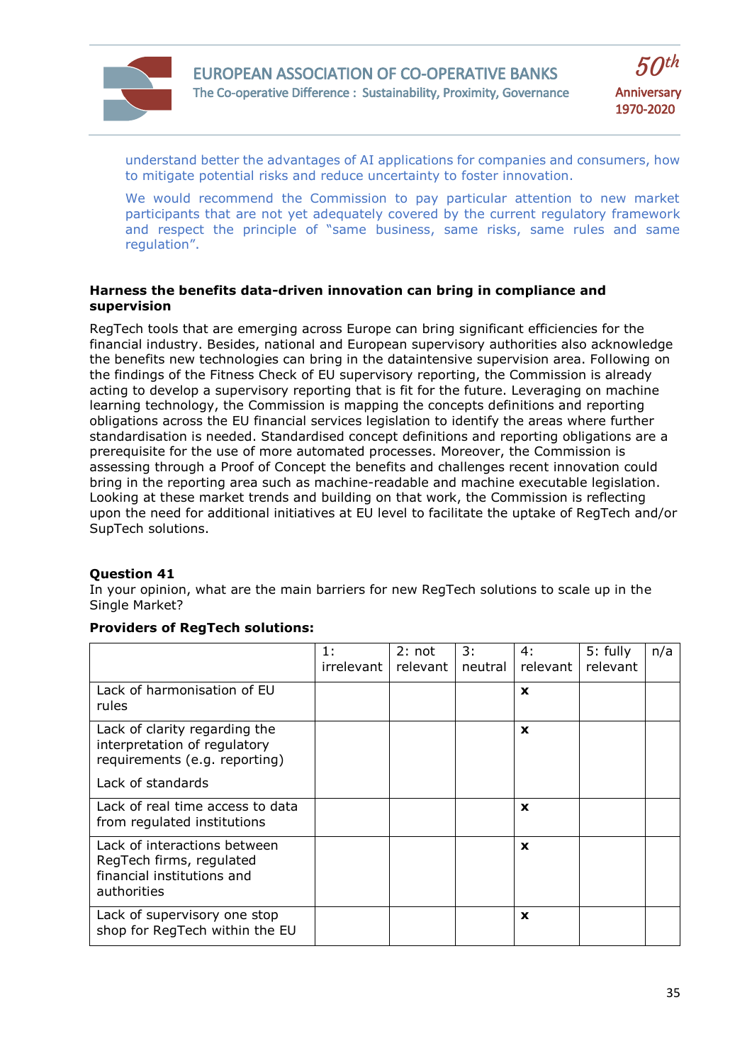understand better the advantages of AI applications for companies and consumers, how to mitigate potential risks and reduce uncertainty to foster innovation.

We would recommend the Commission to pay particular attention to new market participants that are not yet adequately covered by the current regulatory framework and respect the principle of "same business, same risks, same rules and same regulation".

**Harness the benefits data-driven innovation can bring in compliance and supervision**

RegTech tools that are emerging across Europe can bring significant efficiencies for the financial industry. Besides, national and European supervisory authorities also acknowledge the benefits new technologies can bring in the dataintensive supervision area. Following on the findings of the Fitness Check of EU supervisory reporting, the Commission is already acting to develop a supervisory reporting that is fit for the future. Leveraging on machine learning technology, the Commission is mapping the concepts definitions and reporting obligations across the EU financial services legislation to identify the areas where further standardisation is needed. Standardised concept definitions and reporting obligations are a prerequisite for the use of more automated processes. Moreover, the Commission is assessing through a Proof of Concept the benefits and challenges recent innovation could bring in the reporting area such as machine-readable and machine executable legislation. Looking at these market trends and building on that work, the Commission is reflecting upon the need for additional initiatives at EU level to facilitate the uptake of RegTech and/or SupTech solutions.

**Question 41**

In your opinion, what are the main barriers for new RegTech solutions to scale up in the Single Market?

**Providers of RegTech solutions:**

| | 1: irrelevant | 2: not relevant | 3: neutral | 4: relevant | 5: fully relevant | n/a |
|---|---|---|---|---|---|---|
| Lack of harmonisation of EU rules | | | | **x** | | |
| Lack of clarity regarding the interpretation of regulatory requirements (e.g. reporting)<br><br>Lack of standards | | | | **x** | | |
| Lack of real time access to data from regulated institutions | | | | **x** | | |
| Lack of interactions between RegTech firms, regulated financial institutions and authorities | | | | **x** | | |
| Lack of supervisory one stop shop for RegTech within the EU | | | | **x** | | |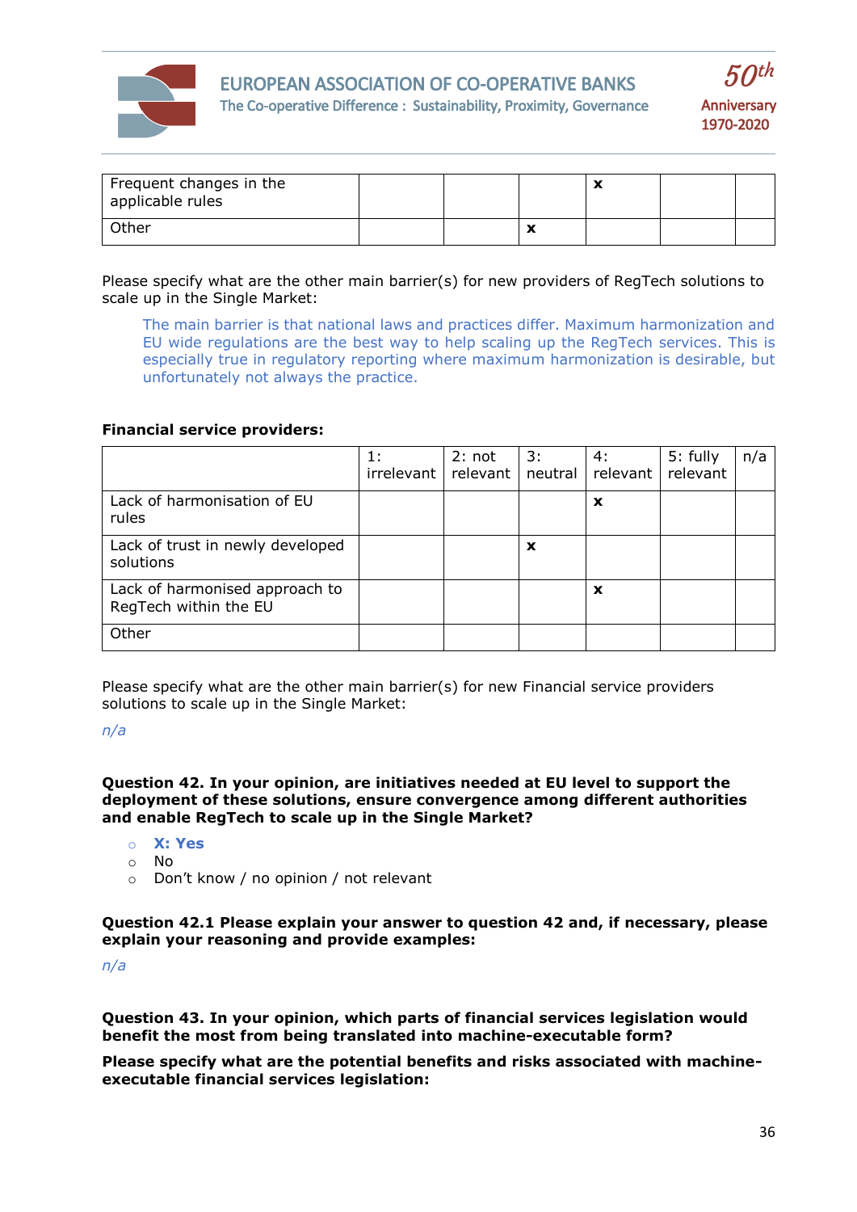| | | | | | | |
|---|---|---|---|---|---|---|
| Frequent changes in the applicable rules | | | | x | | |
| Other | | | x | | | |

Please specify what are the other main barrier(s) for new providers of RegTech solutions to scale up in the Single Market:

> The main barrier is that national laws and practices differ. Maximum harmonization and EU wide regulations are the best way to help scaling up the RegTech services. This is especially true in regulatory reporting where maximum harmonization is desirable, but unfortunately not always the practice.

**Financial service providers:**

| | 1: irrelevant | 2: not relevant | 3: neutral | 4: relevant | 5: fully relevant | n/a |
|---|---|---|---|---|---|---|
| Lack of harmonisation of EU rules | | | | x | | |
| Lack of trust in newly developed solutions | | | x | | | |
| Lack of harmonised approach to RegTech within the EU | | | | x | | |
| Other | | | | | | |

Please specify what are the other main barrier(s) for new Financial service providers solutions to scale up in the Single Market:

*n/a*

**Question 42. In your opinion, are initiatives needed at EU level to support the deployment of these solutions, ensure convergence among different authorities and enable RegTech to scale up in the Single Market?**

- **X: Yes**
- No
- Don't know / no opinion / not relevant

**Question 42.1 Please explain your answer to question 42 and, if necessary, please explain your reasoning and provide examples:**

*n/a*

**Question 43. In your opinion, which parts of financial services legislation would benefit the most from being translated into machine-executable form?**

**Please specify what are the potential benefits and risks associated with machine-executable financial services legislation:**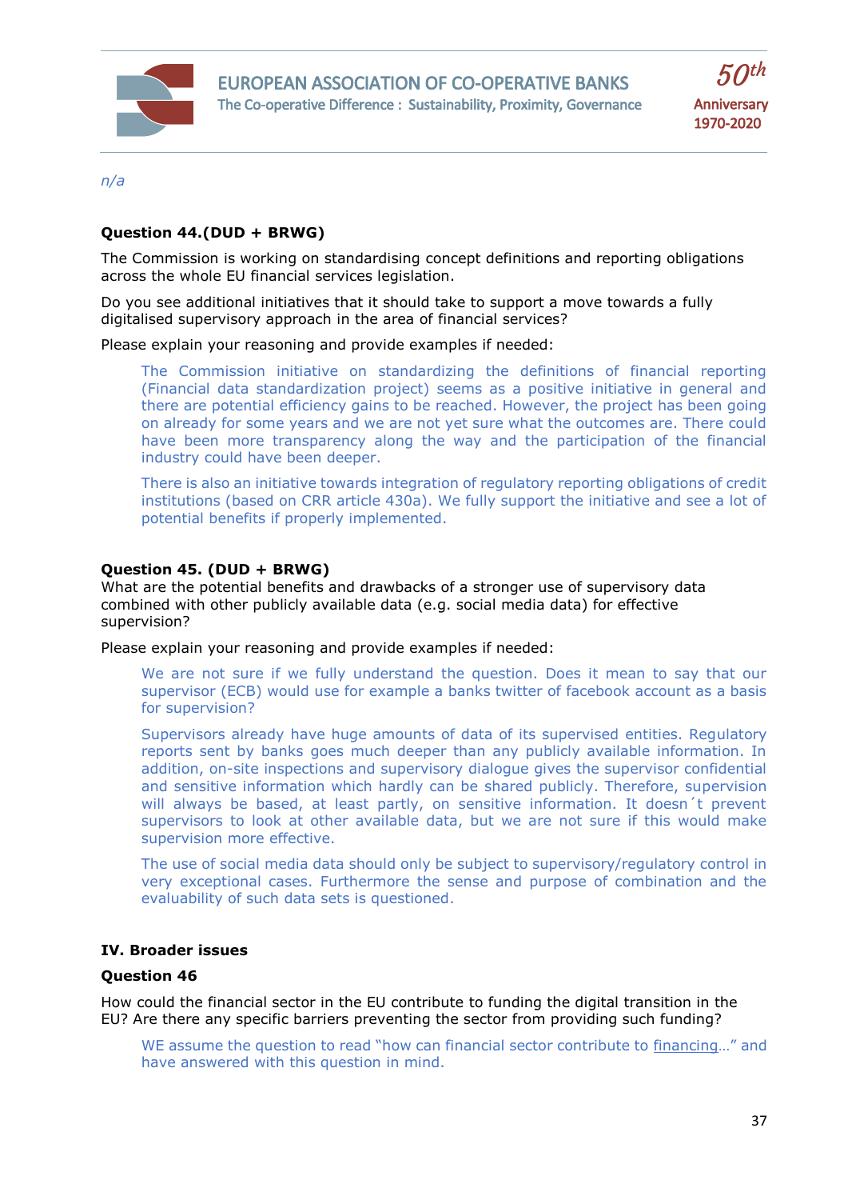*n/a*

**Question 44.(DUD + BRWG)**

The Commission is working on standardising concept definitions and reporting obligations across the whole EU financial services legislation.

Do you see additional initiatives that it should take to support a move towards a fully digitalised supervisory approach in the area of financial services?

Please explain your reasoning and provide examples if needed:

> The Commission initiative on standardizing the definitions of financial reporting (Financial data standardization project) seems as a positive initiative in general and there are potential efficiency gains to be reached. However, the project has been going on already for some years and we are not yet sure what the outcomes are. There could have been more transparency along the way and the participation of the financial industry could have been deeper.
>
> There is also an initiative towards integration of regulatory reporting obligations of credit institutions (based on CRR article 430a). We fully support the initiative and see a lot of potential benefits if properly implemented.

**Question 45. (DUD + BRWG)**

What are the potential benefits and drawbacks of a stronger use of supervisory data combined with other publicly available data (e.g. social media data) for effective supervision?

Please explain your reasoning and provide examples if needed:

> We are not sure if we fully understand the question. Does it mean to say that our supervisor (ECB) would use for example a banks twitter of facebook account as a basis for supervision?
>
> Supervisors already have huge amounts of data of its supervised entities. Regulatory reports sent by banks goes much deeper than any publicly available information. In addition, on-site inspections and supervisory dialogue gives the supervisor confidential and sensitive information which hardly can be shared publicly. Therefore, supervision will always be based, at least partly, on sensitive information. It doesn´t prevent supervisors to look at other available data, but we are not sure if this would make supervision more effective.
>
> The use of social media data should only be subject to supervisory/regulatory control in very exceptional cases. Furthermore the sense and purpose of combination and the evaluability of such data sets is questioned.

**IV. Broader issues**

**Question 46**

How could the financial sector in the EU contribute to funding the digital transition in the EU? Are there any specific barriers preventing the sector from providing such funding?

> WE assume the question to read "how can financial sector contribute to <u>financing</u>…" and have answered with this question in mind.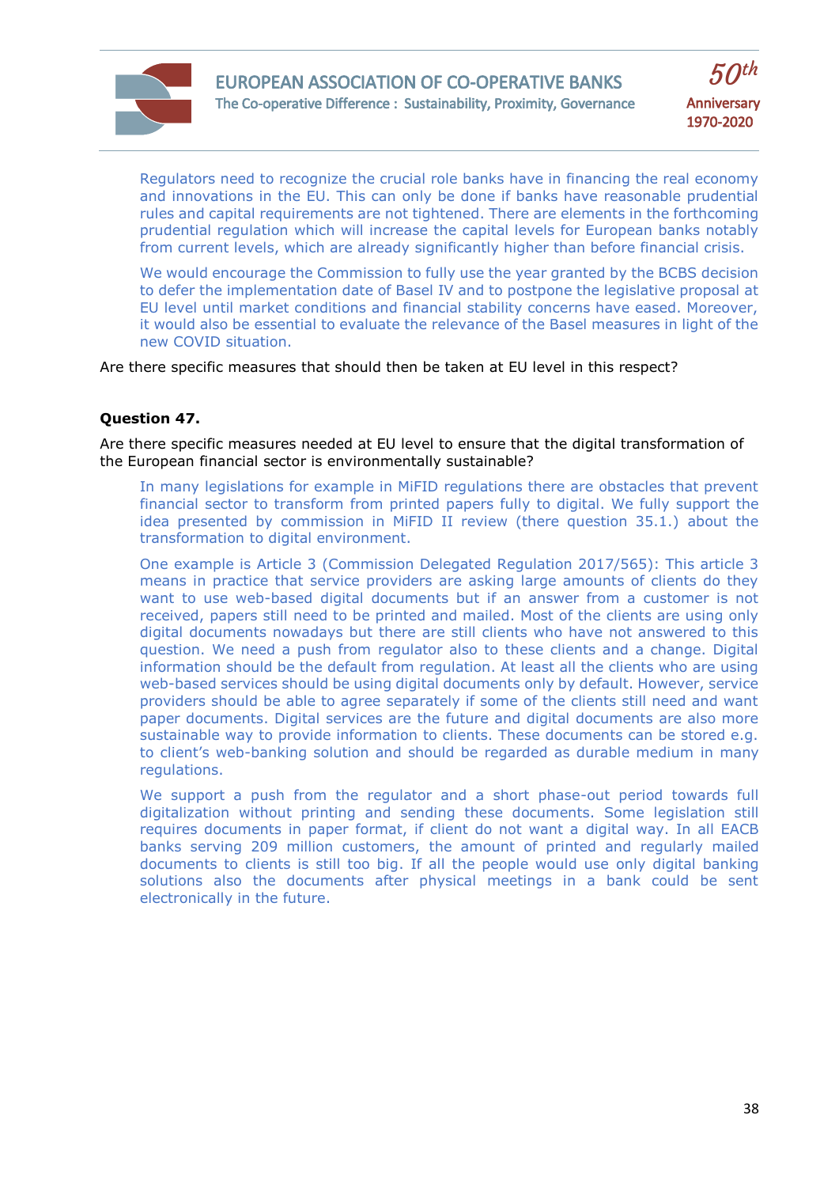Regulators need to recognize the crucial role banks have in financing the real economy and innovations in the EU. This can only be done if banks have reasonable prudential rules and capital requirements are not tightened. There are elements in the forthcoming prudential regulation which will increase the capital levels for European banks notably from current levels, which are already significantly higher than before financial crisis.

We would encourage the Commission to fully use the year granted by the BCBS decision to defer the implementation date of Basel IV and to postpone the legislative proposal at EU level until market conditions and financial stability concerns have eased. Moreover, it would also be essential to evaluate the relevance of the Basel measures in light of the new COVID situation.

Are there specific measures that should then be taken at EU level in this respect?

**Question 47.**

Are there specific measures needed at EU level to ensure that the digital transformation of the European financial sector is environmentally sustainable?

In many legislations for example in MiFID regulations there are obstacles that prevent financial sector to transform from printed papers fully to digital. We fully support the idea presented by commission in MiFID II review (there question 35.1.) about the transformation to digital environment.

One example is Article 3 (Commission Delegated Regulation 2017/565): This article 3 means in practice that service providers are asking large amounts of clients do they want to use web-based digital documents but if an answer from a customer is not received, papers still need to be printed and mailed. Most of the clients are using only digital documents nowadays but there are still clients who have not answered to this question. We need a push from regulator also to these clients and a change. Digital information should be the default from regulation. At least all the clients who are using web-based services should be using digital documents only by default. However, service providers should be able to agree separately if some of the clients still need and want paper documents. Digital services are the future and digital documents are also more sustainable way to provide information to clients. These documents can be stored e.g. to client's web-banking solution and should be regarded as durable medium in many regulations.

We support a push from the regulator and a short phase-out period towards full digitalization without printing and sending these documents. Some legislation still requires documents in paper format, if client do not want a digital way. In all EACB banks serving 209 million customers, the amount of printed and regularly mailed documents to clients is still too big. If all the people would use only digital banking solutions also the documents after physical meetings in a bank could be sent electronically in the future.